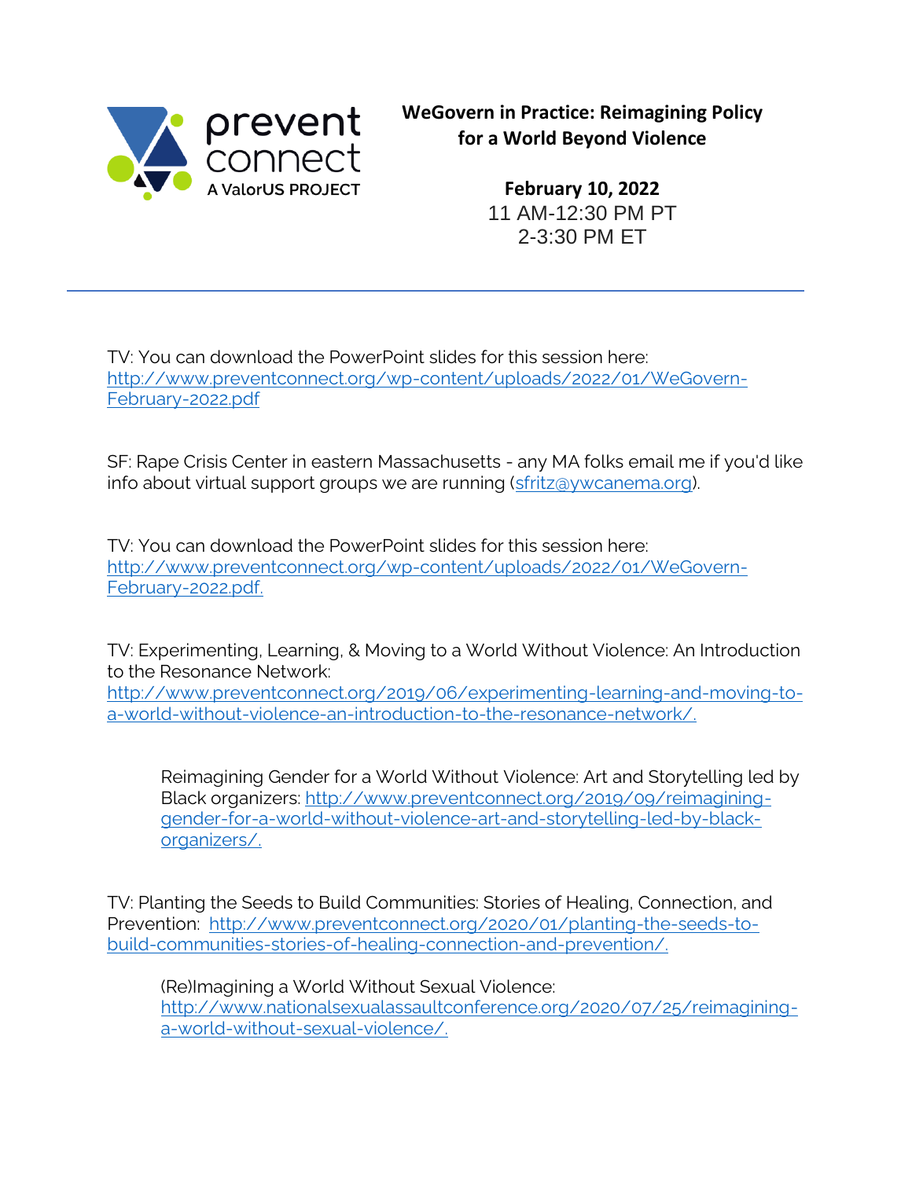prevent connect
A ValorUS PROJECT

**WeGovern in Practice: Reimagining Policy for a World Beyond Violence**

**February 10, 2022**
11 AM-12:30 PM PT
2-3:30 PM ET

---

TV: You can download the PowerPoint slides for this session here: http://www.preventconnect.org/wp-content/uploads/2022/01/WeGovern-February-2022.pdf

SF: Rape Crisis Center in eastern Massachusetts - any MA folks email me if you'd like info about virtual support groups we are running (sfritz@ywcanema.org).

TV: You can download the PowerPoint slides for this session here: http://www.preventconnect.org/wp-content/uploads/2022/01/WeGovern-February-2022.pdf.

TV: Experimenting, Learning, & Moving to a World Without Violence: An Introduction to the Resonance Network: http://www.preventconnect.org/2019/06/experimenting-learning-and-moving-to-a-world-without-violence-an-introduction-to-the-resonance-network/.

> Reimagining Gender for a World Without Violence: Art and Storytelling led by Black organizers: http://www.preventconnect.org/2019/09/reimagining-gender-for-a-world-without-violence-art-and-storytelling-led-by-black-organizers/.

TV: Planting the Seeds to Build Communities: Stories of Healing, Connection, and Prevention: http://www.preventconnect.org/2020/01/planting-the-seeds-to-build-communities-stories-of-healing-connection-and-prevention/.

> (Re)Imagining a World Without Sexual Violence: http://www.nationalsexualassaultconference.org/2020/07/25/reimagining-a-world-without-sexual-violence/.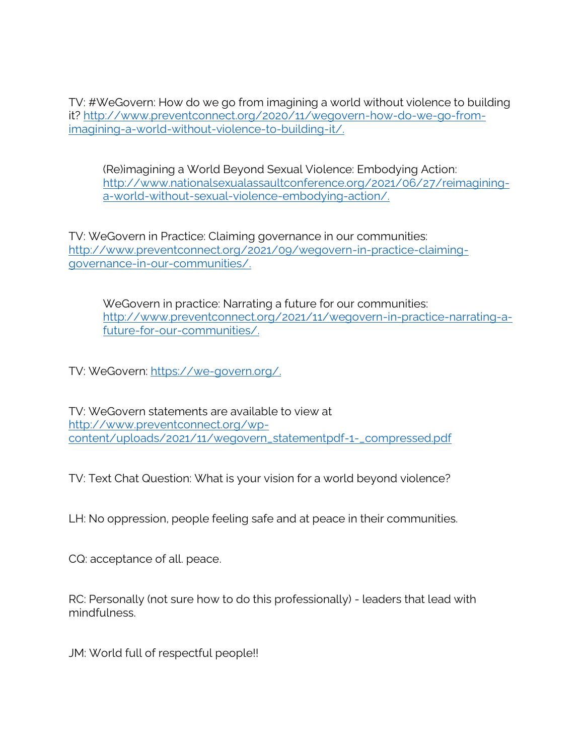TV: #WeGovern: How do we go from imagining a world without violence to building it? http://www.preventconnect.org/2020/11/wegovern-how-do-we-go-from-imagining-a-world-without-violence-to-building-it/.

> (Re)imagining a World Beyond Sexual Violence: Embodying Action: http://www.nationalsexualassaultconference.org/2021/06/27/reimagining-a-world-without-sexual-violence-embodying-action/.

TV: WeGovern in Practice: Claiming governance in our communities: http://www.preventconnect.org/2021/09/wegovern-in-practice-claiming-governance-in-our-communities/.

> WeGovern in practice: Narrating a future for our communities: http://www.preventconnect.org/2021/11/wegovern-in-practice-narrating-a-future-for-our-communities/.

TV: WeGovern: https://we-govern.org/.

TV: WeGovern statements are available to view at http://www.preventconnect.org/wp-content/uploads/2021/11/wegovern_statementpdf-1-_compressed.pdf

TV: Text Chat Question: What is your vision for a world beyond violence?

LH: No oppression, people feeling safe and at peace in their communities.

CQ: acceptance of all. peace.

RC: Personally (not sure how to do this professionally) - leaders that lead with mindfulness.

JM: World full of respectful people!!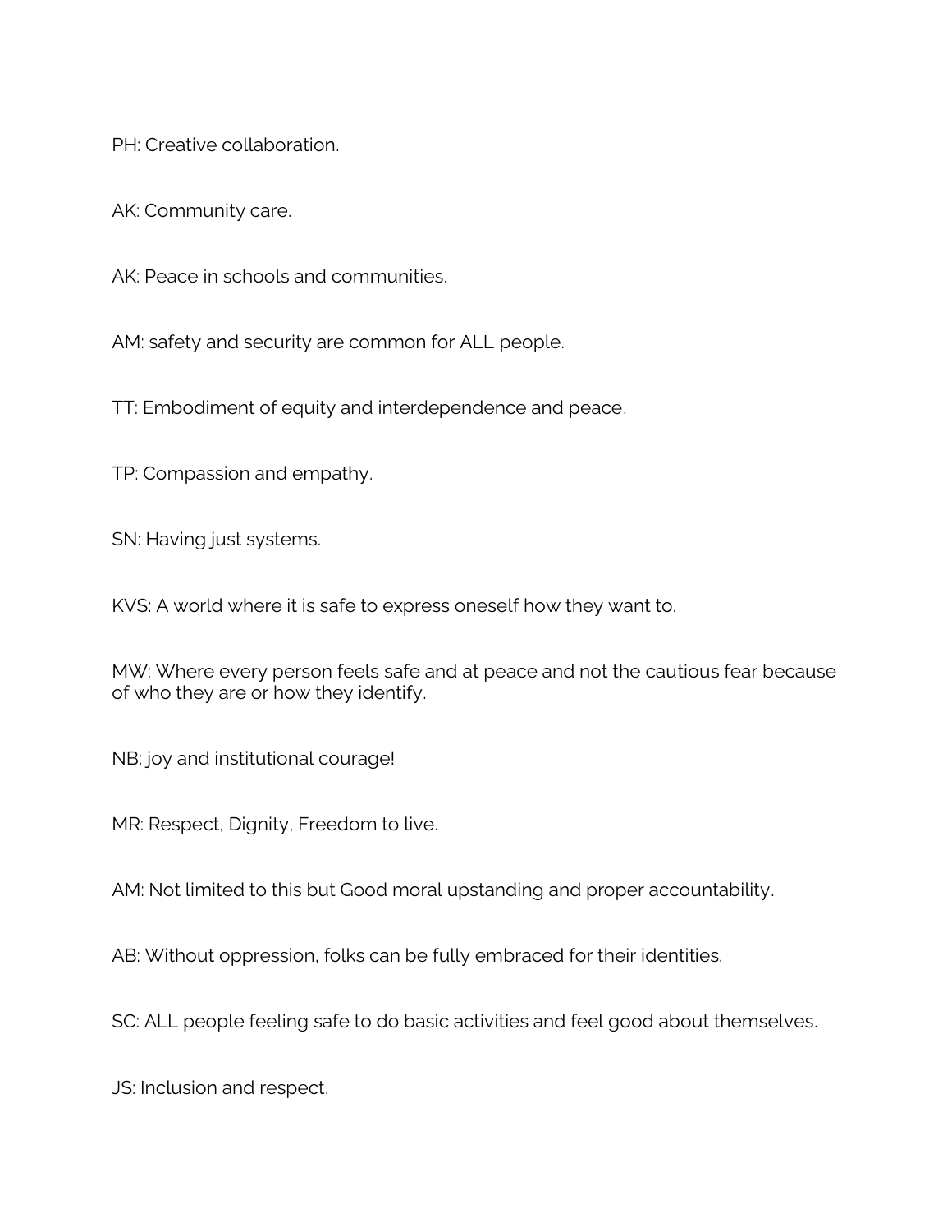PH: Creative collaboration.

AK: Community care.

AK: Peace in schools and communities.

AM: safety and security are common for ALL people.

TT: Embodiment of equity and interdependence and peace.

TP: Compassion and empathy.

SN: Having just systems.

KVS: A world where it is safe to express oneself how they want to.

MW: Where every person feels safe and at peace and not the cautious fear because of who they are or how they identify.

NB: joy and institutional courage!

MR: Respect, Dignity, Freedom to live.

AM: Not limited to this but Good moral upstanding and proper accountability.

AB: Without oppression, folks can be fully embraced for their identities.

SC: ALL people feeling safe to do basic activities and feel good about themselves.

JS: Inclusion and respect.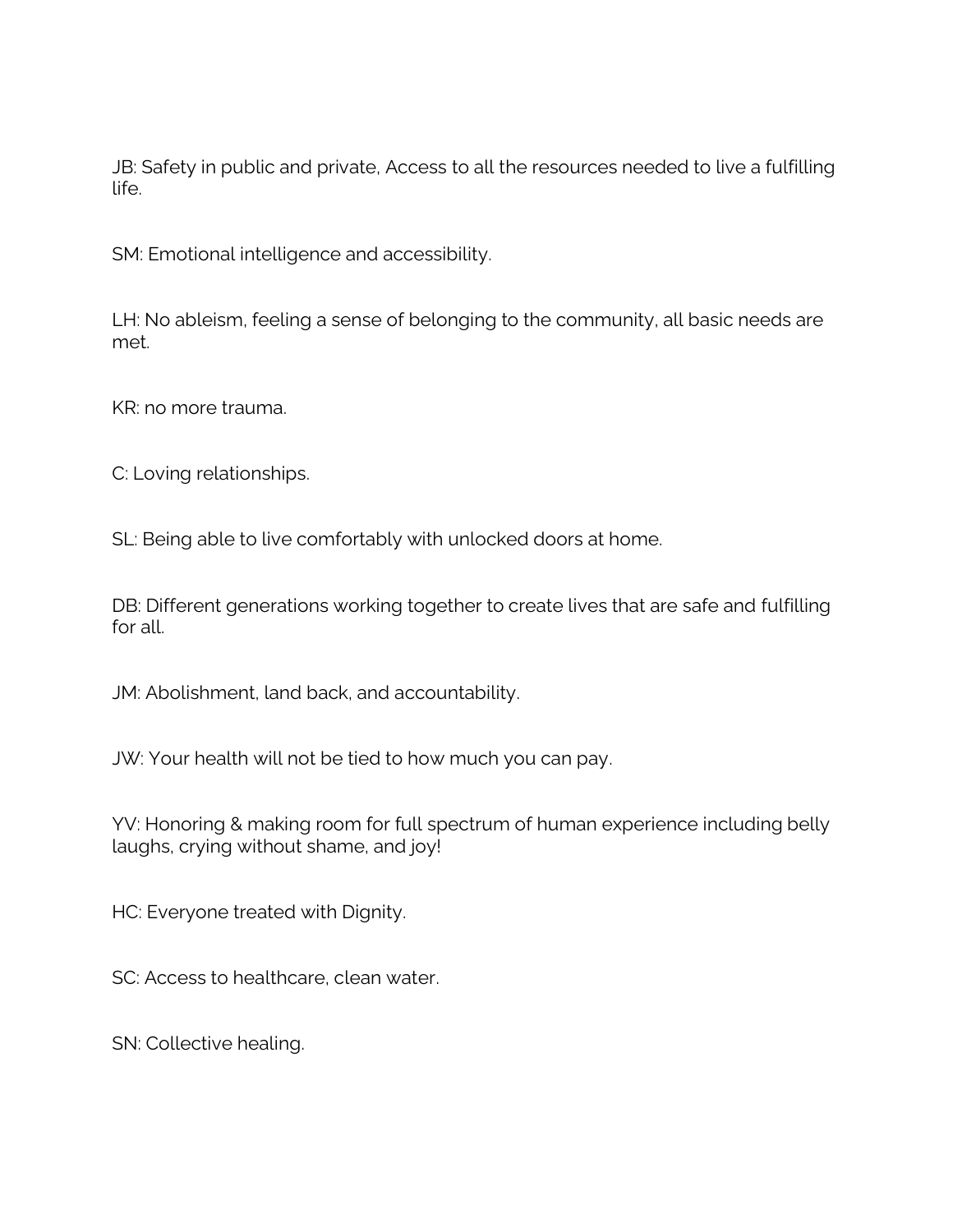JB: Safety in public and private, Access to all the resources needed to live a fulfilling life.

SM: Emotional intelligence and accessibility.

LH: No ableism, feeling a sense of belonging to the community, all basic needs are met.

KR: no more trauma.

C: Loving relationships.

SL: Being able to live comfortably with unlocked doors at home.

DB: Different generations working together to create lives that are safe and fulfilling for all.

JM: Abolishment, land back, and accountability.

JW: Your health will not be tied to how much you can pay.

YV: Honoring & making room for full spectrum of human experience including belly laughs, crying without shame, and joy!

HC: Everyone treated with Dignity.

SC: Access to healthcare, clean water.

SN: Collective healing.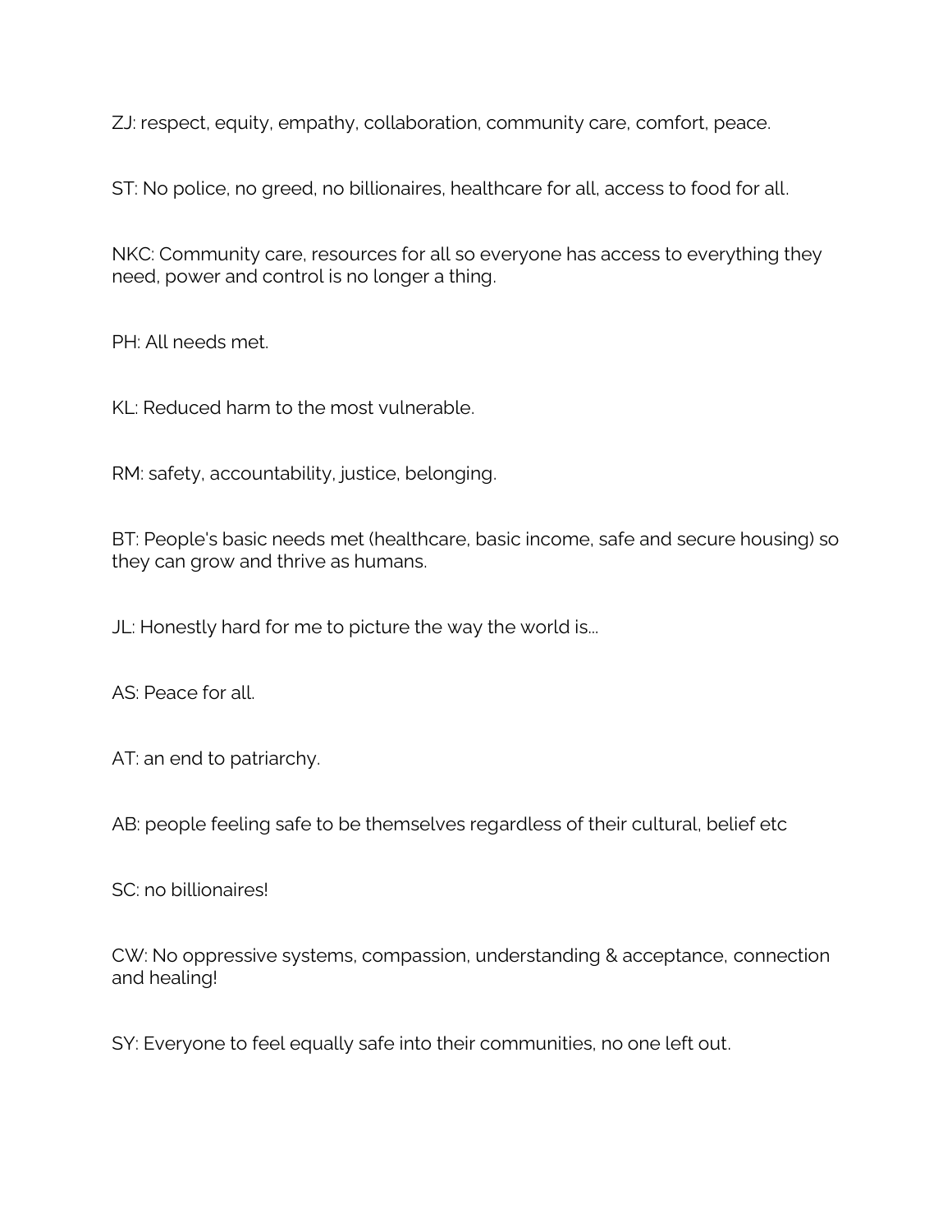ZJ: respect, equity, empathy, collaboration, community care, comfort, peace.

ST: No police, no greed, no billionaires, healthcare for all, access to food for all.

NKC: Community care, resources for all so everyone has access to everything they need, power and control is no longer a thing.

PH: All needs met.

KL: Reduced harm to the most vulnerable.

RM: safety, accountability, justice, belonging.

BT: People's basic needs met (healthcare, basic income, safe and secure housing) so they can grow and thrive as humans.

JL: Honestly hard for me to picture the way the world is...

AS: Peace for all.

AT: an end to patriarchy.

AB: people feeling safe to be themselves regardless of their cultural, belief etc

SC: no billionaires!

CW: No oppressive systems, compassion, understanding & acceptance, connection and healing!

SY: Everyone to feel equally safe into their communities, no one left out.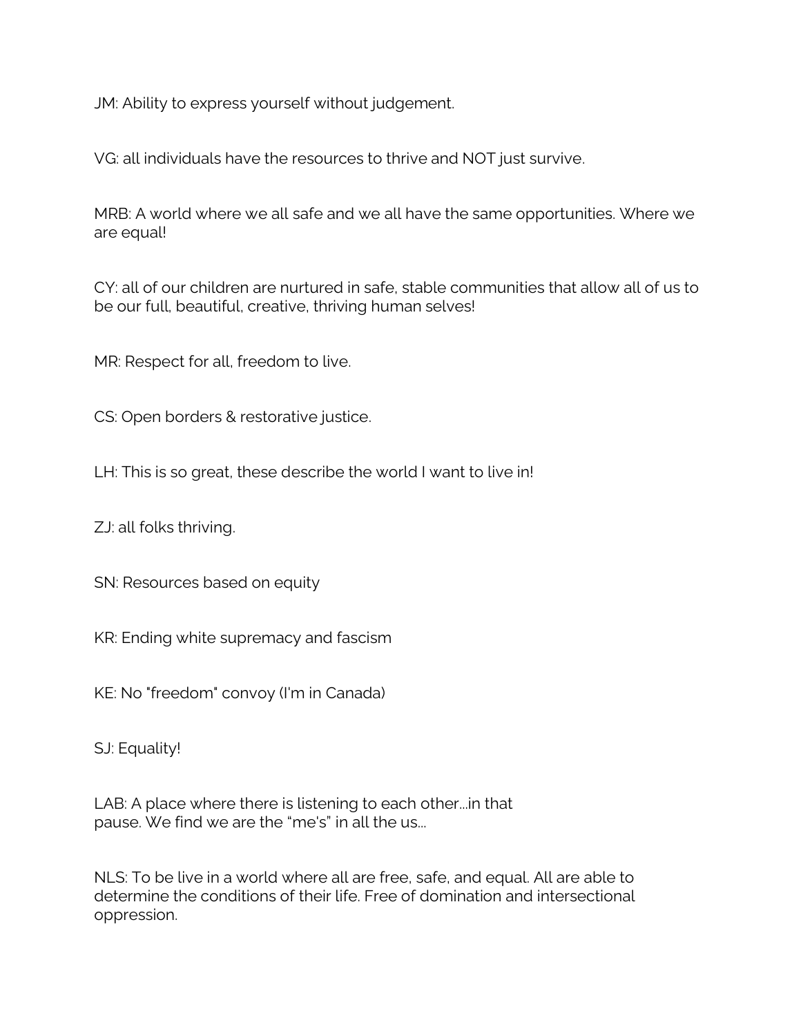JM: Ability to express yourself without judgement.

VG: all individuals have the resources to thrive and NOT just survive.

MRB: A world where we all safe and we all have the same opportunities. Where we are equal!

CY: all of our children are nurtured in safe, stable communities that allow all of us to be our full, beautiful, creative, thriving human selves!

MR: Respect for all, freedom to live.

CS: Open borders & restorative justice.

LH: This is so great, these describe the world I want to live in!

ZJ: all folks thriving.

SN: Resources based on equity

KR: Ending white supremacy and fascism

KE: No "freedom" convoy (I'm in Canada)

SJ: Equality!

LAB: A place where there is listening to each other...in that pause. We find we are the "me's" in all the us...

NLS: To be live in a world where all are free, safe, and equal. All are able to determine the conditions of their life. Free of domination and intersectional oppression.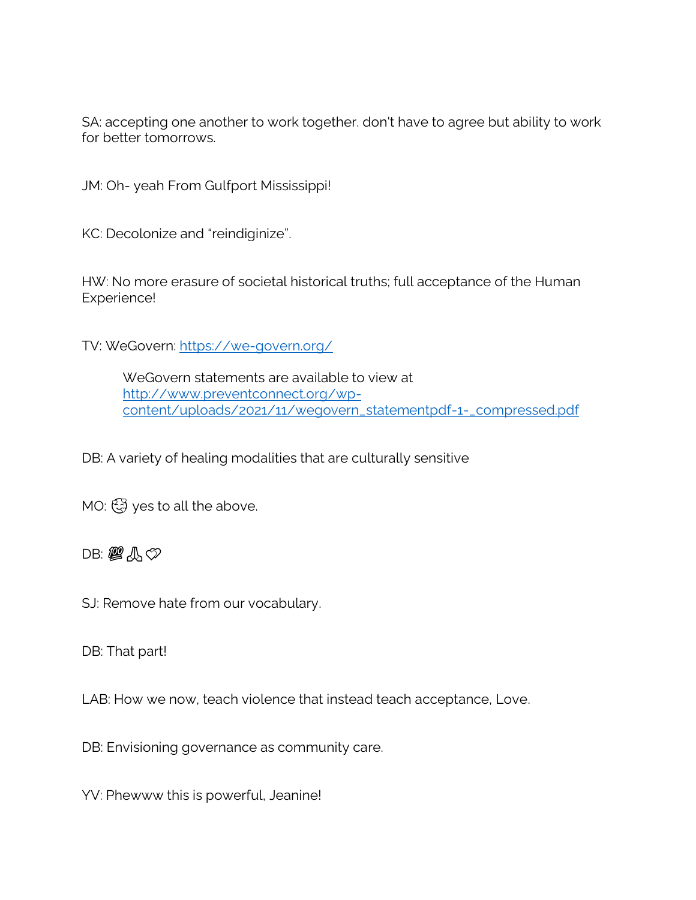SA: accepting one another to work together. don't have to agree but ability to work for better tomorrows.

JM: Oh- yeah From Gulfport Mississippi!

KC: Decolonize and “reindiginize”.

HW: No more erasure of societal historical truths; full acceptance of the Human Experience!

TV: WeGovern: [https://we-govern.org/](https://we-govern.org/)

> WeGovern statements are available to view at [http://www.preventconnect.org/wp-content/uploads/2021/11/wegovern_statementpdf-1-_compressed.pdf](http://www.preventconnect.org/wp-content/uploads/2021/11/wegovern_statementpdf-1-_compressed.pdf)

DB: A variety of healing modalities that are culturally sensitive

MO: 🥰 yes to all the above.

DB: 💯🙏💞

SJ: Remove hate from our vocabulary.

DB: That part!

LAB: How we now, teach violence that instead teach acceptance, Love.

DB: Envisioning governance as community care.

YV: Phewww this is powerful, Jeanine!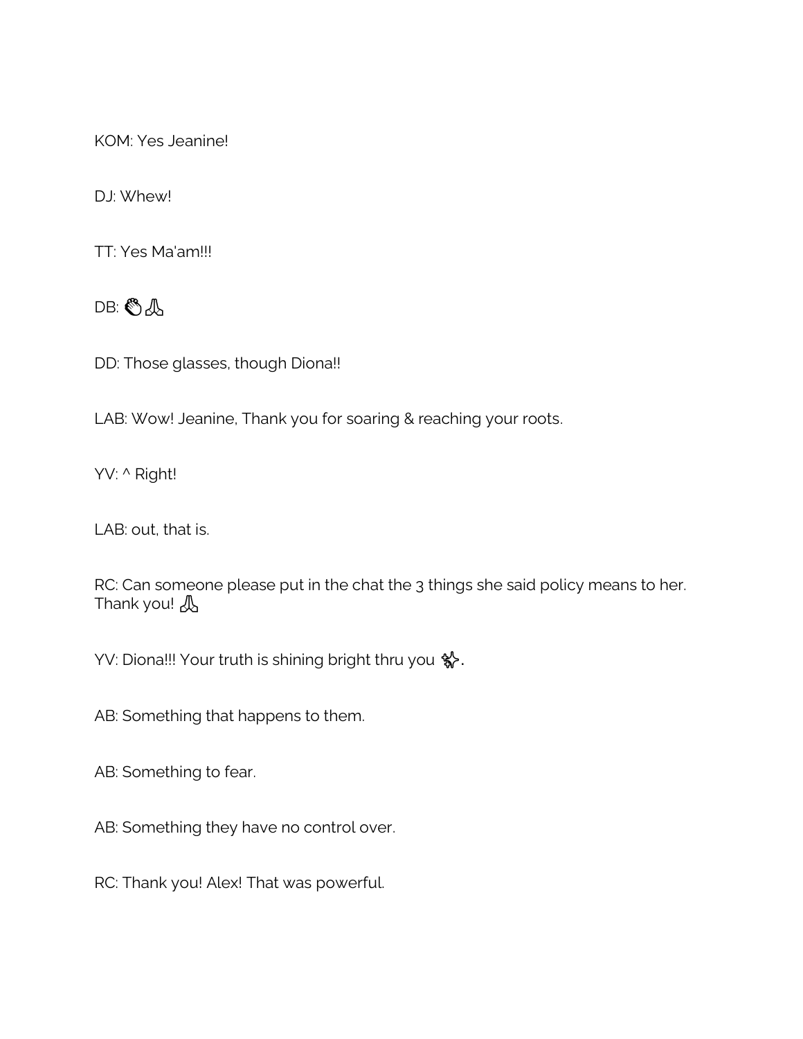KOM: Yes Jeanine!

DJ: Whew!

TT: Yes Ma'am!!!

DB: 👏🙏

DD: Those glasses, though Diona!!

LAB: Wow! Jeanine, Thank you for soaring & reaching your roots.

YV: ^ Right!

LAB: out, that is.

RC: Can someone please put in the chat the 3 things she said policy means to her. Thank you! 🙏

YV: Diona!!! Your truth is shining bright thru you ✨.

AB: Something that happens to them.

AB: Something to fear.

AB: Something they have no control over.

RC: Thank you! Alex! That was powerful.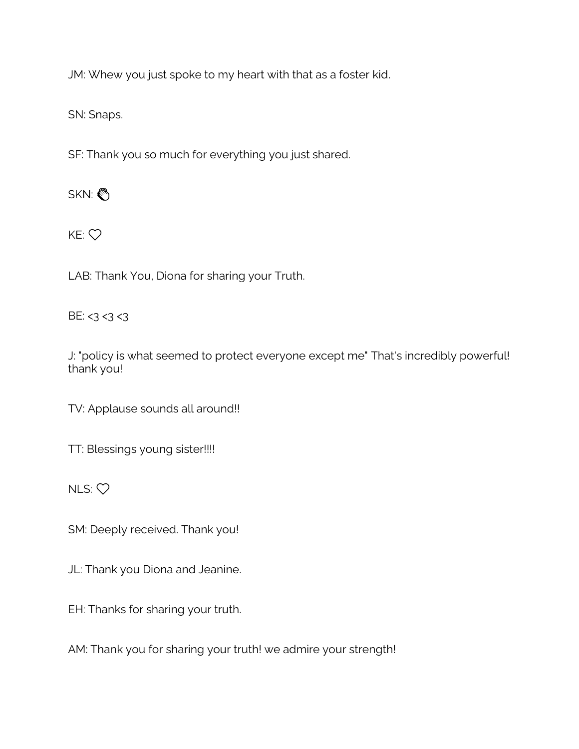JM: Whew you just spoke to my heart with that as a foster kid.

SN: Snaps.

SF: Thank you so much for everything you just shared.

SKN: 👏

KE: ♡

LAB: Thank You, Diona for sharing your Truth.

BE: <3 <3 <3

J: "policy is what seemed to protect everyone except me" That's incredibly powerful! thank you!

TV: Applause sounds all around!!

TT: Blessings young sister!!!!

NLS: ♡

SM: Deeply received. Thank you!

JL: Thank you Diona and Jeanine.

EH: Thanks for sharing your truth.

AM: Thank you for sharing your truth! we admire your strength!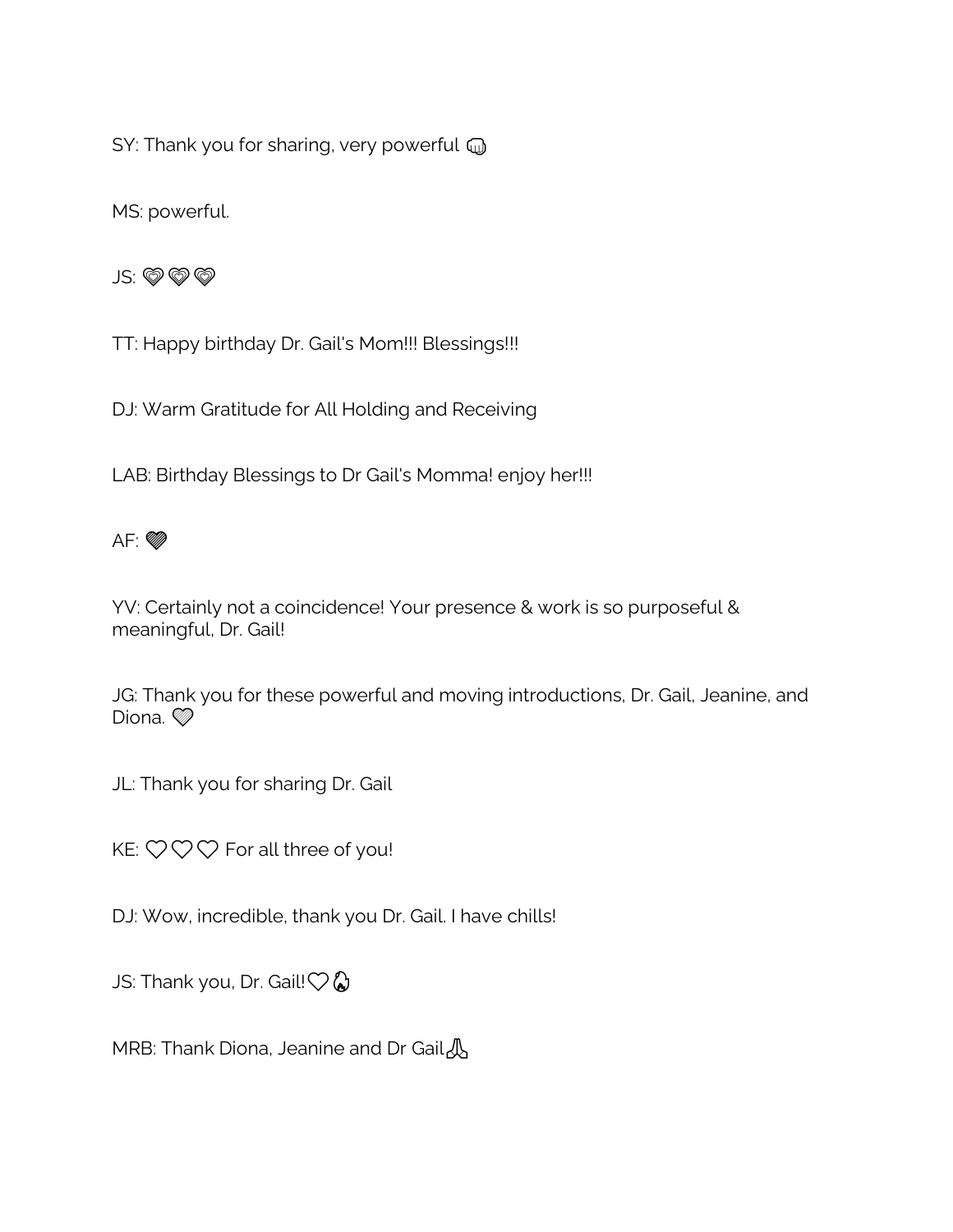SY: Thank you for sharing, very powerful 👊

MS: powerful.

JS: 💗💗💗

TT: Happy birthday Dr. Gail's Mom!!! Blessings!!!

DJ: Warm Gratitude for All Holding and Receiving

LAB: Birthday Blessings to Dr Gail's Momma! enjoy her!!!

AF: 💜

YV: Certainly not a coincidence! Your presence & work is so purposeful & meaningful, Dr. Gail!

JG: Thank you for these powerful and moving introductions, Dr. Gail, Jeanine, and Diona. 💜

JL: Thank you for sharing Dr. Gail

KE: ♡♡♡ For all three of you!

DJ: Wow, incredible, thank you Dr. Gail. I have chills!

JS: Thank you, Dr. Gail!♡🔥

MRB: Thank Diona, Jeanine and Dr Gail🙏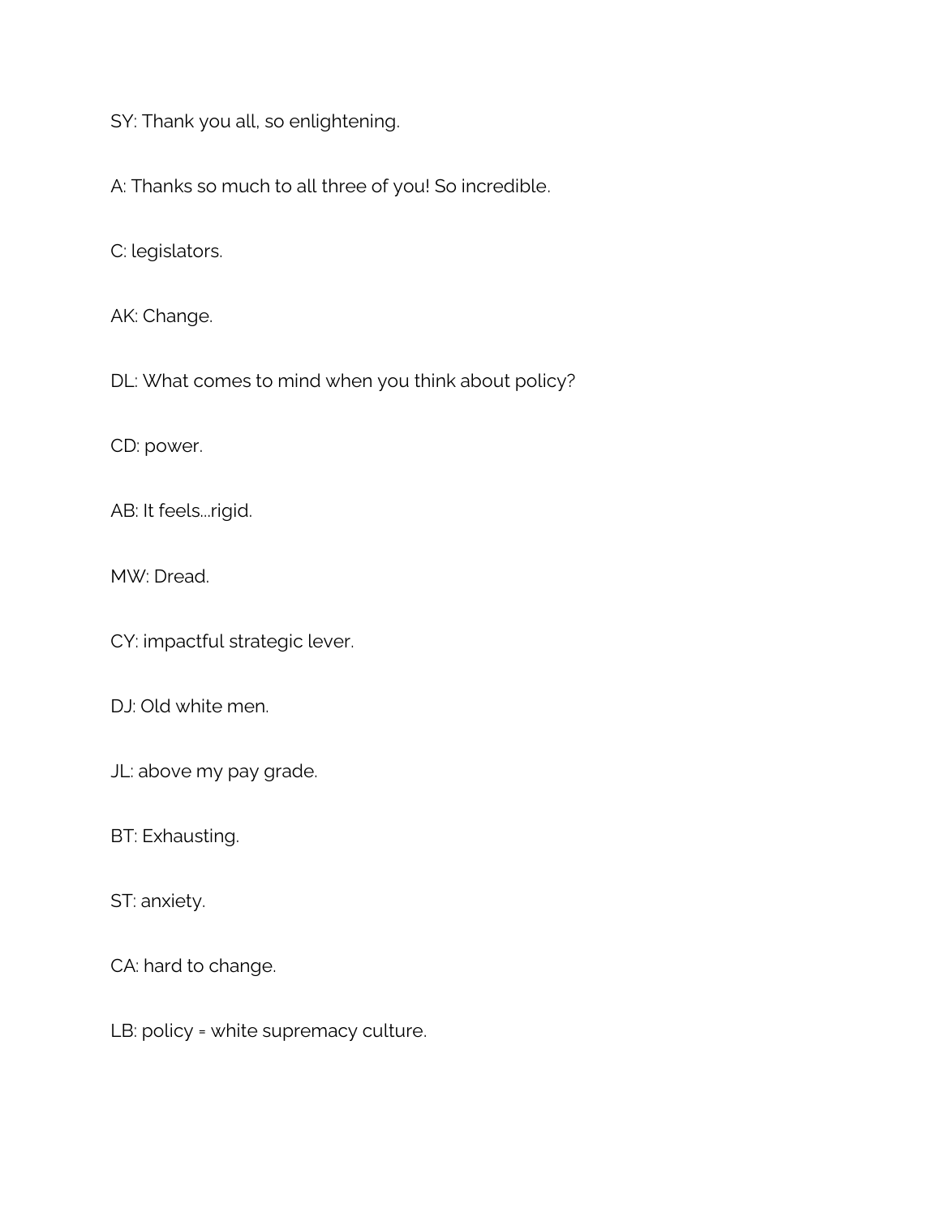SY: Thank you all, so enlightening.

A: Thanks so much to all three of you! So incredible.

C: legislators.

AK: Change.

DL: What comes to mind when you think about policy?

CD: power.

AB: It feels...rigid.

MW: Dread.

CY: impactful strategic lever.

DJ: Old white men.

JL: above my pay grade.

BT: Exhausting.

ST: anxiety.

CA: hard to change.

LB: policy = white supremacy culture.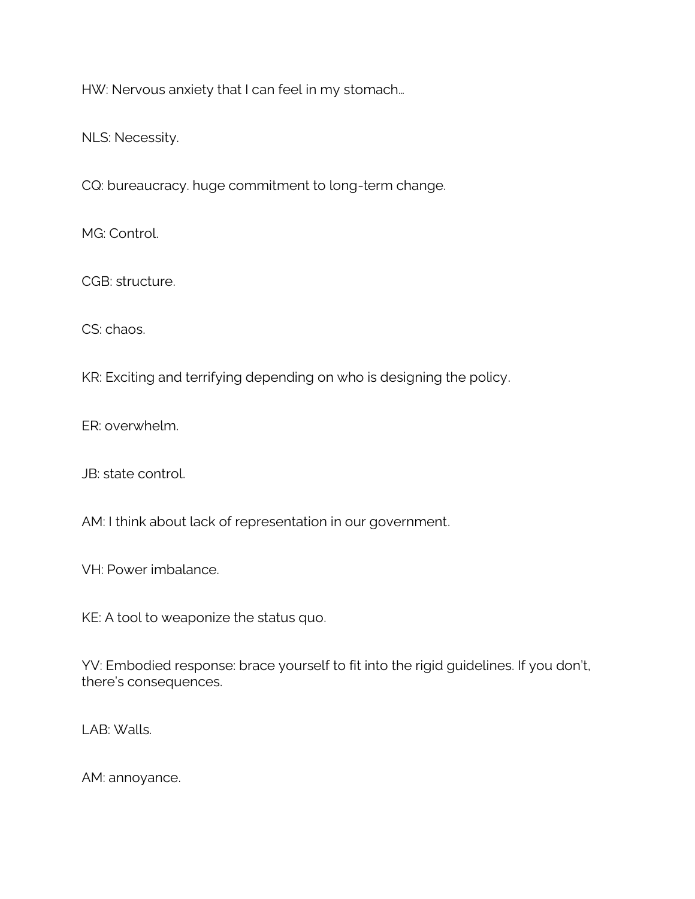HW: Nervous anxiety that I can feel in my stomach…

NLS: Necessity.

CQ: bureaucracy. huge commitment to long-term change.

MG: Control.

CGB: structure.

CS: chaos.

KR: Exciting and terrifying depending on who is designing the policy.

ER: overwhelm.

JB: state control.

AM: I think about lack of representation in our government.

VH: Power imbalance.

KE: A tool to weaponize the status quo.

YV: Embodied response: brace yourself to fit into the rigid guidelines. If you don't, there's consequences.

LAB: Walls.

AM: annoyance.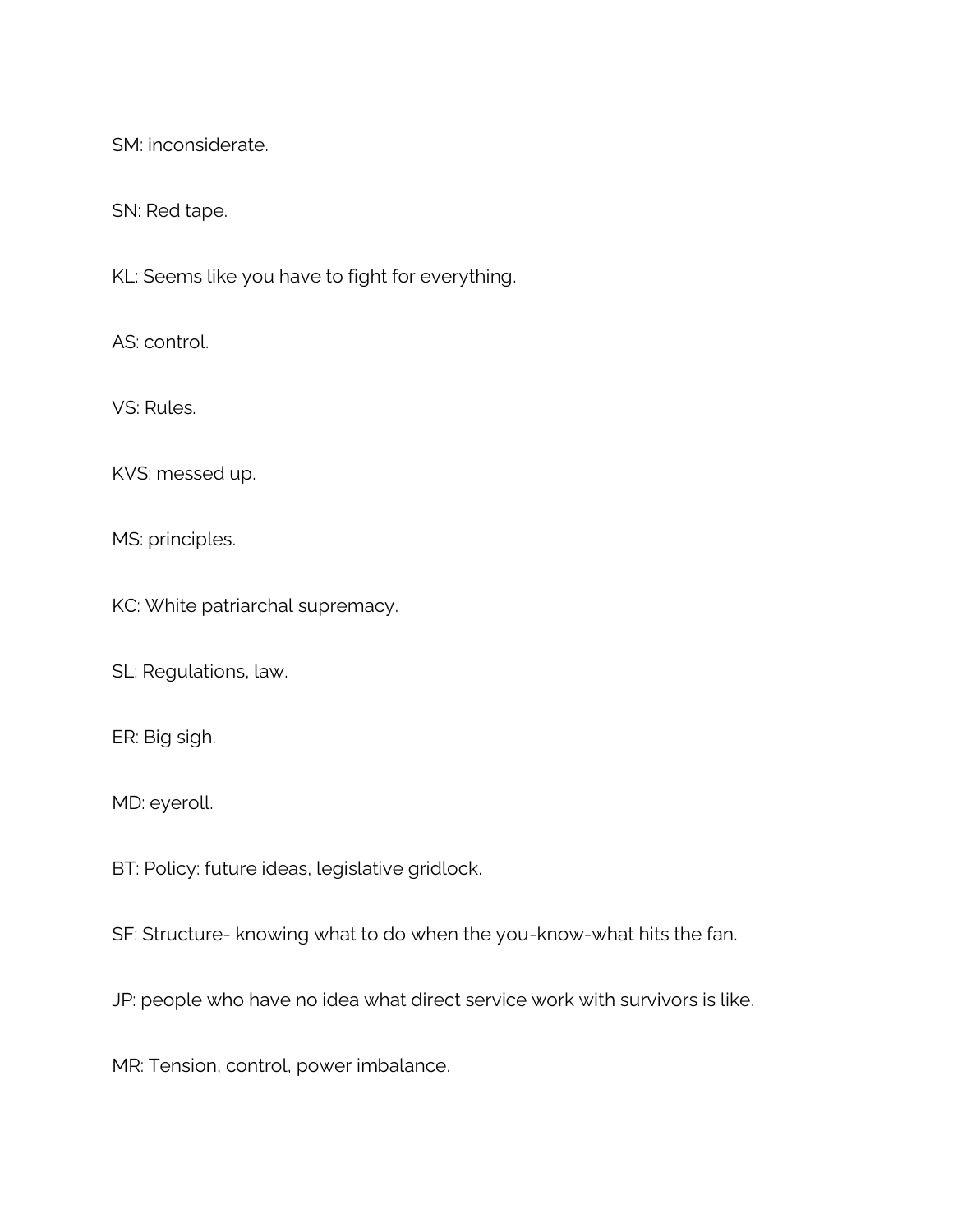SM: inconsiderate.

SN: Red tape.

KL: Seems like you have to fight for everything.

AS: control.

VS: Rules.

KVS: messed up.

MS: principles.

KC: White patriarchal supremacy.

SL: Regulations, law.

ER: Big sigh.

MD: eyeroll.

BT: Policy: future ideas, legislative gridlock.

SF: Structure- knowing what to do when the you-know-what hits the fan.

JP: people who have no idea what direct service work with survivors is like.

MR: Tension, control, power imbalance.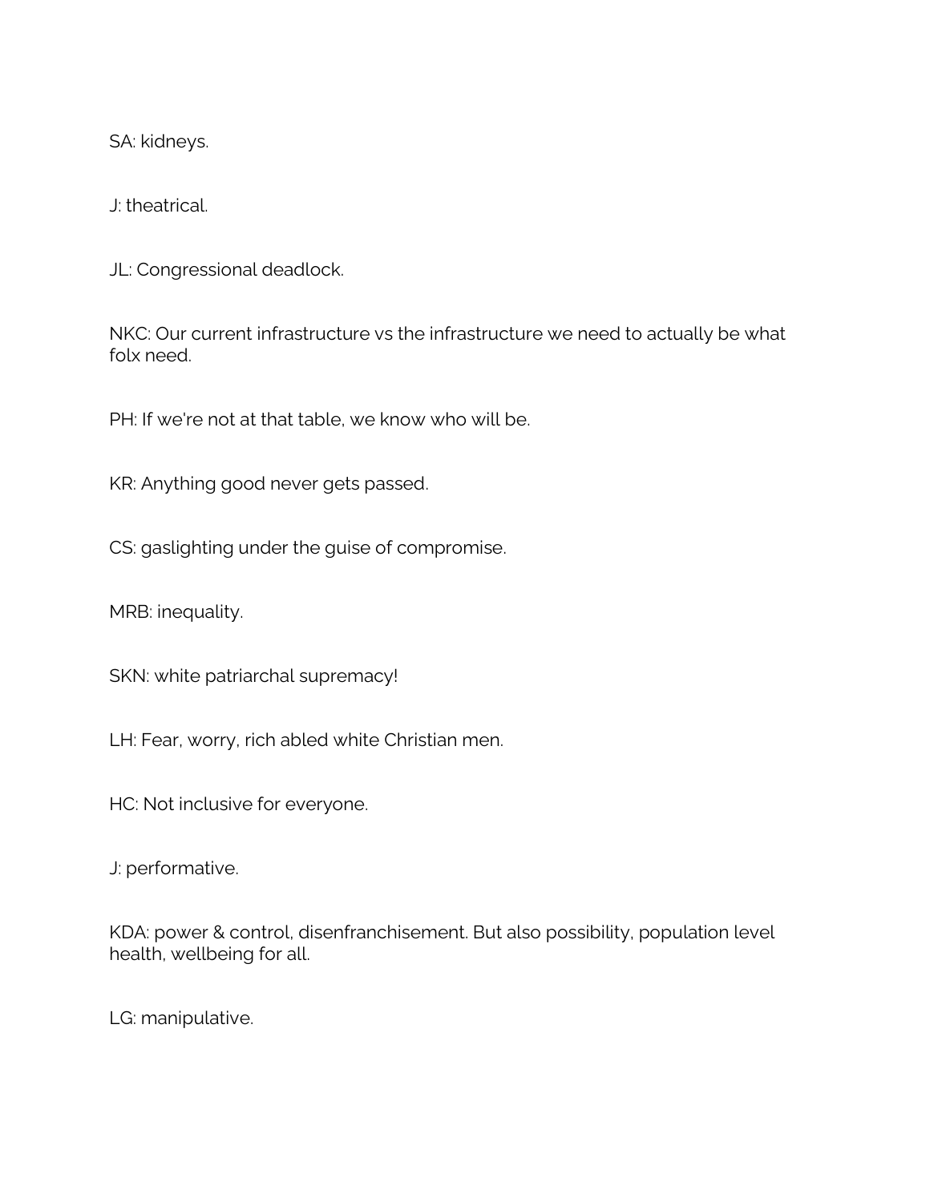SA: kidneys.

J: theatrical.

JL: Congressional deadlock.

NKC: Our current infrastructure vs the infrastructure we need to actually be what folx need.

PH: If we're not at that table, we know who will be.

KR: Anything good never gets passed.

CS: gaslighting under the guise of compromise.

MRB: inequality.

SKN: white patriarchal supremacy!

LH: Fear, worry, rich abled white Christian men.

HC: Not inclusive for everyone.

J: performative.

KDA: power & control, disenfranchisement. But also possibility, population level health, wellbeing for all.

LG: manipulative.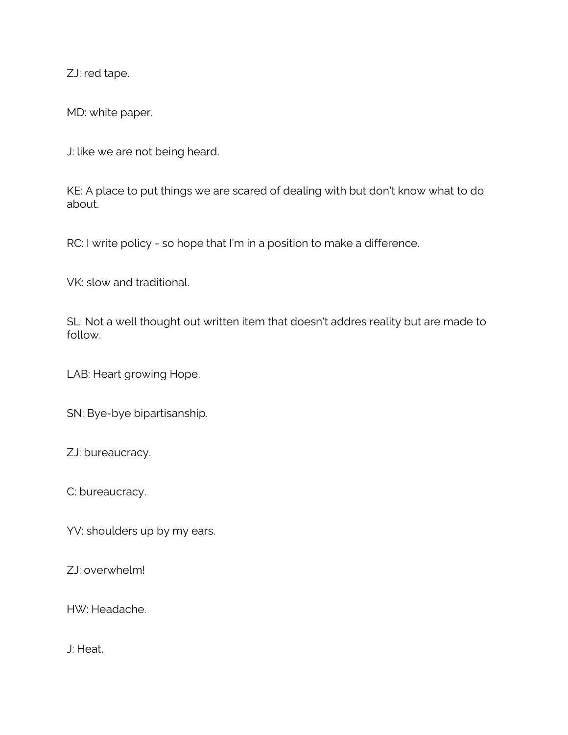ZJ: red tape.

MD: white paper.

J: like we are not being heard.

KE: A place to put things we are scared of dealing with but don't know what to do about.

RC: I write policy - so hope that I'm in a position to make a difference.

VK: slow and traditional.

SL: Not a well thought out written item that doesn't addres reality but are made to follow.

LAB: Heart growing Hope.

SN: Bye-bye bipartisanship.

ZJ: bureaucracy.

C: bureaucracy.

YV: shoulders up by my ears.

ZJ: overwhelm!

HW: Headache.

J: Heat.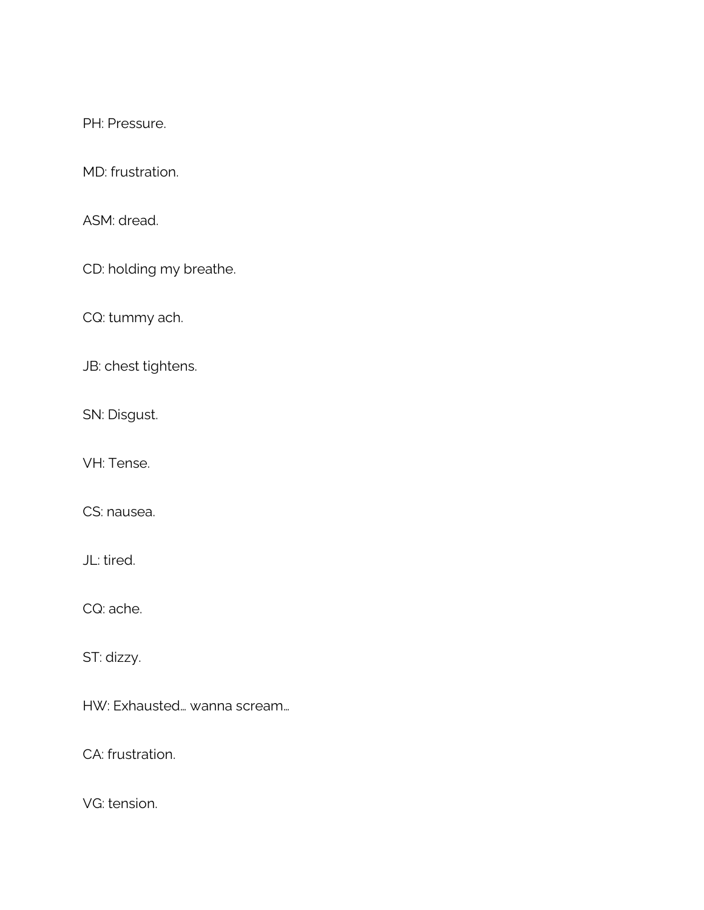PH: Pressure.

MD: frustration.

ASM: dread.

CD: holding my breathe.

CQ: tummy ach.

JB: chest tightens.

SN: Disgust.

VH: Tense.

CS: nausea.

JL: tired.

CQ: ache.

ST: dizzy.

HW: Exhausted… wanna scream…

CA: frustration.

VG: tension.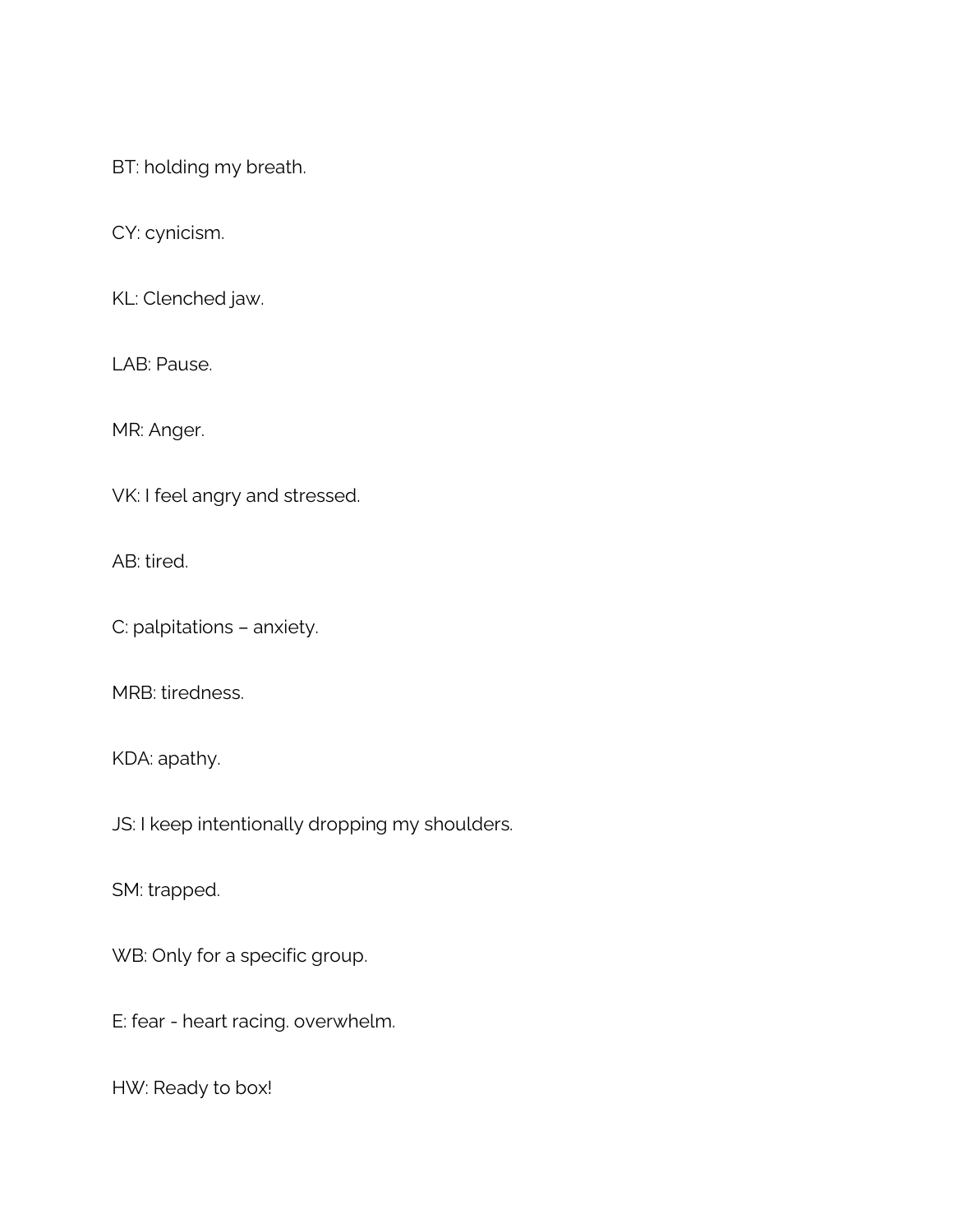BT: holding my breath.

CY: cynicism.

KL: Clenched jaw.

LAB: Pause.

MR: Anger.

VK: I feel angry and stressed.

AB: tired.

C: palpitations – anxiety.

MRB: tiredness.

KDA: apathy.

JS: I keep intentionally dropping my shoulders.

SM: trapped.

WB: Only for a specific group.

E: fear - heart racing. overwhelm.

HW: Ready to box!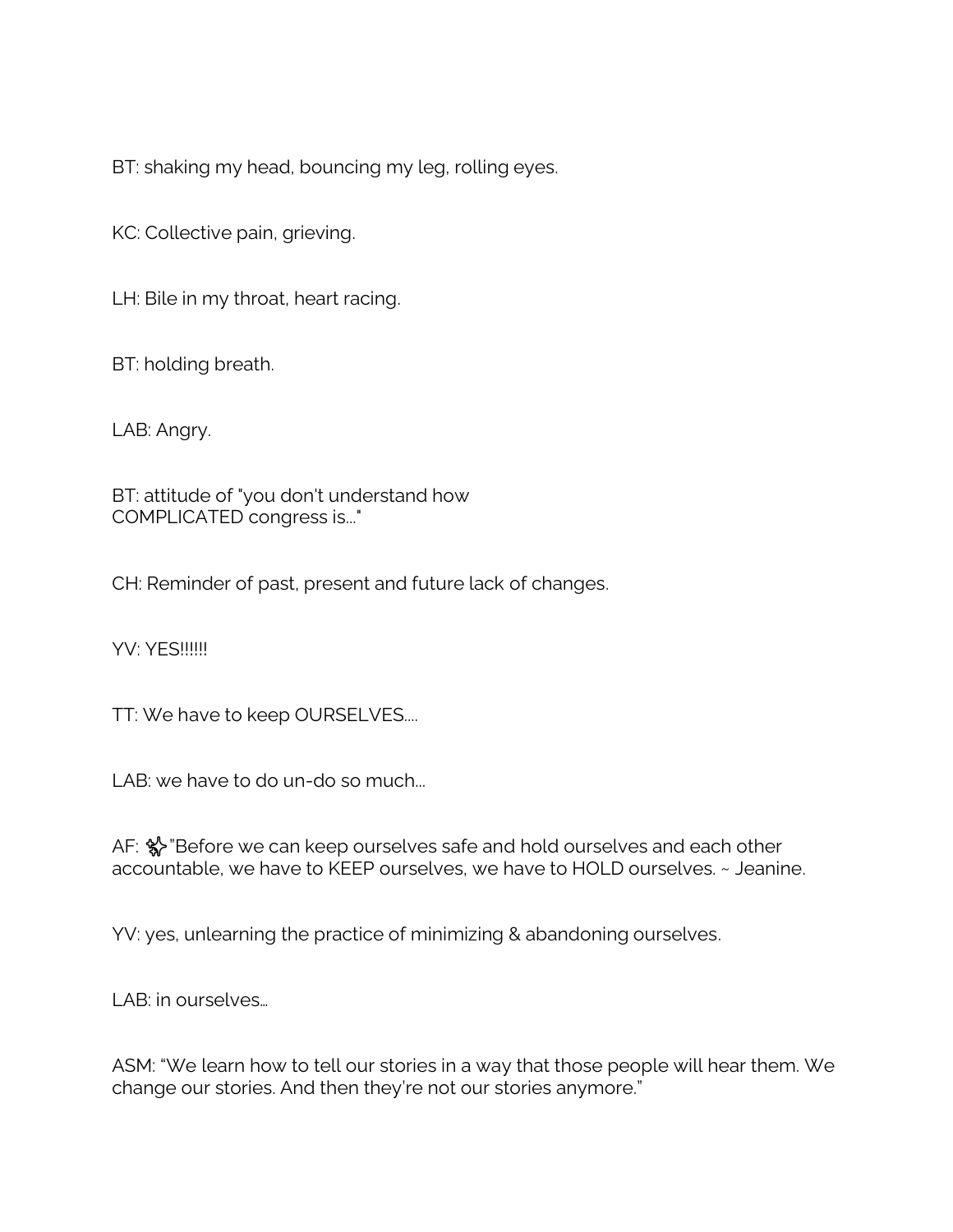BT: shaking my head, bouncing my leg, rolling eyes.

KC: Collective pain, grieving.

LH: Bile in my throat, heart racing.

BT: holding breath.

LAB: Angry.

BT: attitude of "you don't understand how COMPLICATED congress is..."

CH: Reminder of past, present and future lack of changes.

YV: YES!!!!!!

TT: We have to keep OURSELVES....

LAB: we have to do un-do so much...

AF: ✨"Before we can keep ourselves safe and hold ourselves and each other accountable, we have to KEEP ourselves, we have to HOLD ourselves. ~ Jeanine.

YV: yes, unlearning the practice of minimizing & abandoning ourselves.

LAB: in ourselves…

ASM: "We learn how to tell our stories in a way that those people will hear them. We change our stories. And then they're not our stories anymore."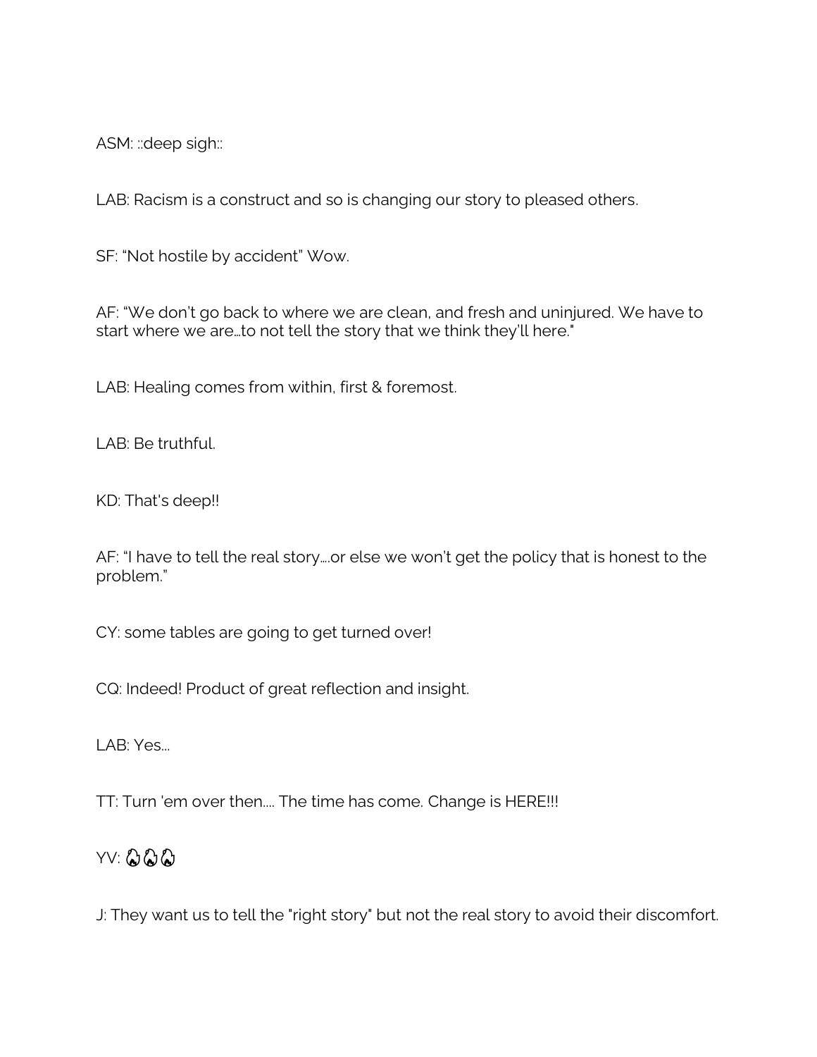ASM: ::deep sigh::

LAB: Racism is a construct and so is changing our story to pleased others.

SF: “Not hostile by accident” Wow.

AF: “We don’t go back to where we are clean, and fresh and uninjured. We have to start where we are…to not tell the story that we think they’ll here."

LAB: Healing comes from within, first & foremost.

LAB: Be truthful.

KD: That's deep!!

AF: “I have to tell the real story….or else we won’t get the policy that is honest to the problem.”

CY: some tables are going to get turned over!

CQ: Indeed! Product of great reflection and insight.

LAB: Yes…

TT: Turn 'em over then…. The time has come. Change is HERE!!!

YV: 🔥🔥🔥

J: They want us to tell the "right story" but not the real story to avoid their discomfort.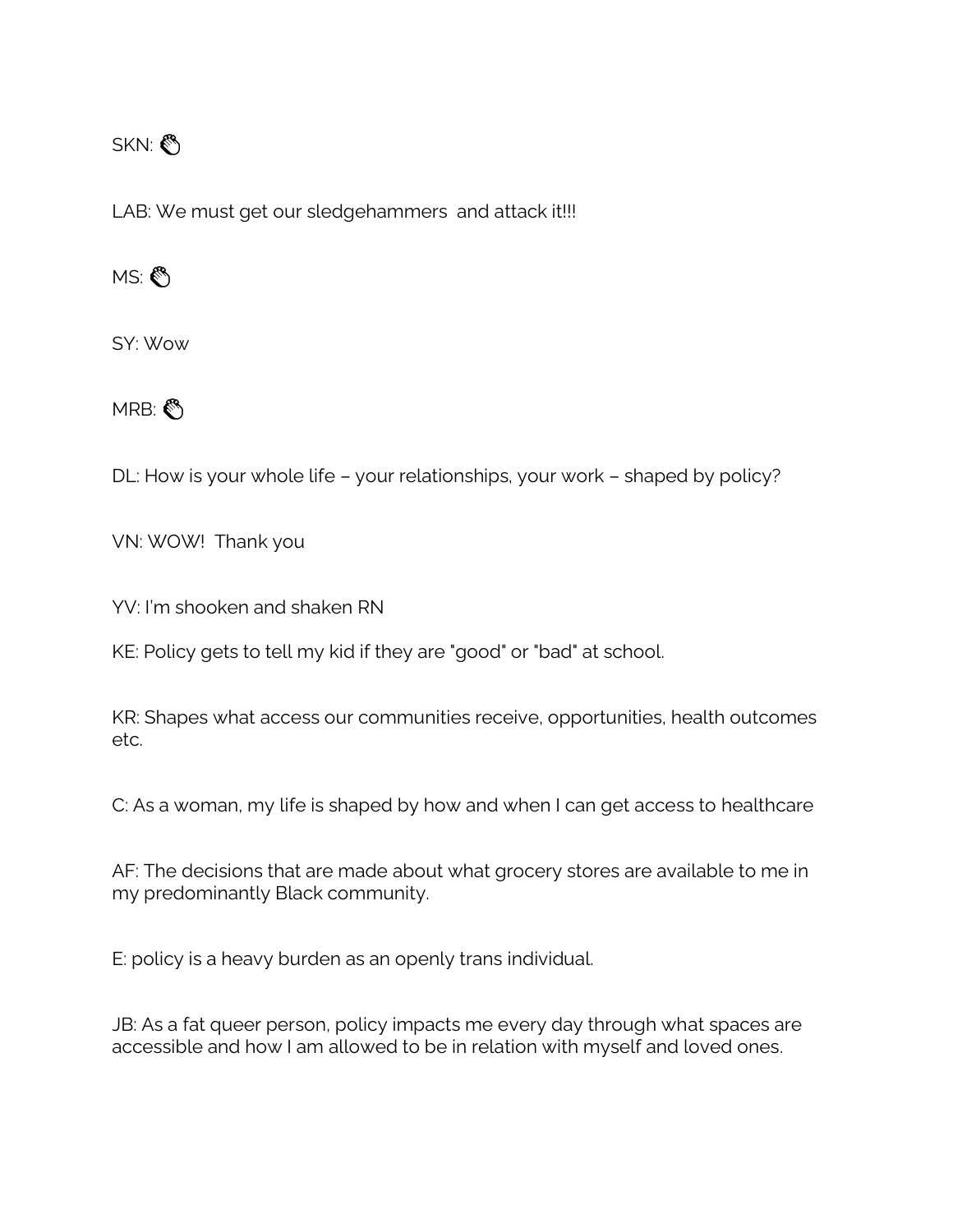SKN: 👏

LAB: We must get our sledgehammers  and attack it!!!

MS: 👏

SY: Wow

MRB: 👏

DL: How is your whole life – your relationships, your work – shaped by policy?

VN: WOW!  Thank you

YV: I'm shooken and shaken RN

KE: Policy gets to tell my kid if they are "good" or "bad" at school.

KR: Shapes what access our communities receive, opportunities, health outcomes etc.

C: As a woman, my life is shaped by how and when I can get access to healthcare

AF: The decisions that are made about what grocery stores are available to me in my predominantly Black community.

E: policy is a heavy burden as an openly trans individual.

JB: As a fat queer person, policy impacts me every day through what spaces are accessible and how I am allowed to be in relation with myself and loved ones.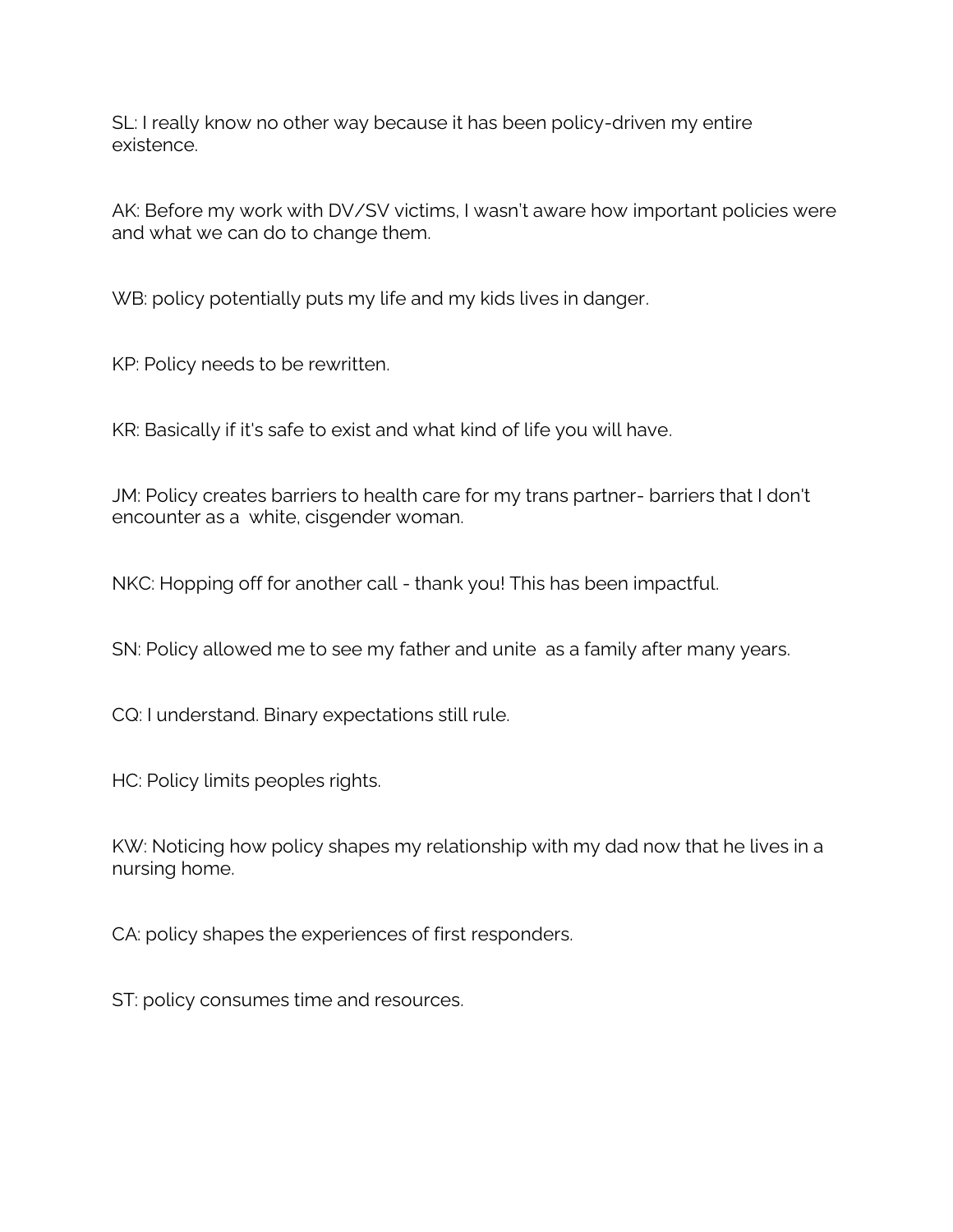SL: I really know no other way because it has been policy-driven my entire existence.

AK: Before my work with DV/SV victims, I wasn't aware how important policies were and what we can do to change them.

WB: policy potentially puts my life and my kids lives in danger.

KP: Policy needs to be rewritten.

KR: Basically if it's safe to exist and what kind of life you will have.

JM: Policy creates barriers to health care for my trans partner- barriers that I don't encounter as a  white, cisgender woman.

NKC: Hopping off for another call - thank you! This has been impactful.

SN: Policy allowed me to see my father and unite  as a family after many years.

CQ: I understand. Binary expectations still rule.

HC: Policy limits peoples rights.

KW: Noticing how policy shapes my relationship with my dad now that he lives in a nursing home.

CA: policy shapes the experiences of first responders.

ST: policy consumes time and resources.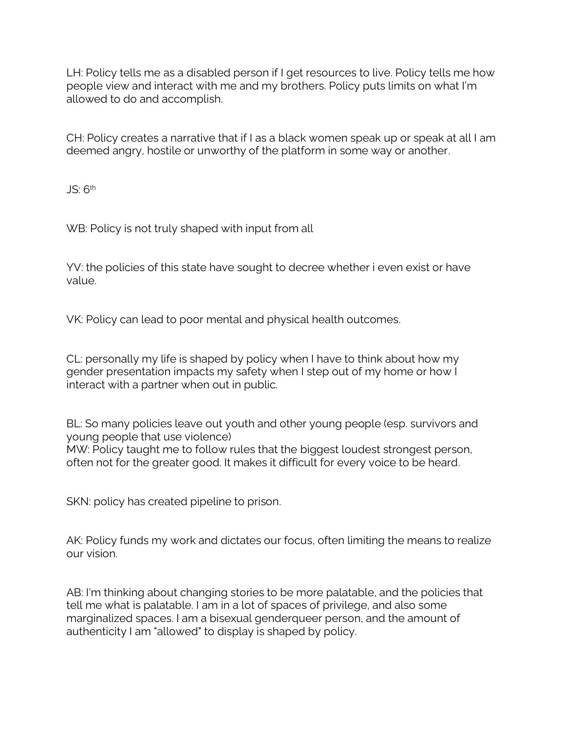LH: Policy tells me as a disabled person if I get resources to live. Policy tells me how people view and interact with me and my brothers. Policy puts limits on what I'm allowed to do and accomplish.

CH: Policy creates a narrative that if I as a black women speak up or speak at all I am deemed angry, hostile or unworthy of the platform in some way or another.

JS: 6th

WB: Policy is not truly shaped with input from all

YV: the policies of this state have sought to decree whether i even exist or have value.

VK: Policy can lead to poor mental and physical health outcomes.

CL: personally my life is shaped by policy when I have to think about how my gender presentation impacts my safety when I step out of my home or how I interact with a partner when out in public.

BL: So many policies leave out youth and other young people (esp. survivors and young people that use violence)

MW: Policy taught me to follow rules that the biggest loudest strongest person, often not for the greater good. It makes it difficult for every voice to be heard.

SKN: policy has created pipeline to prison.

AK: Policy funds my work and dictates our focus, often limiting the means to realize our vision.

AB: I'm thinking about changing stories to be more palatable, and the policies that tell me what is palatable. I am in a lot of spaces of privilege, and also some marginalized spaces. I am a bisexual genderqueer person, and the amount of authenticity I am "allowed" to display is shaped by policy.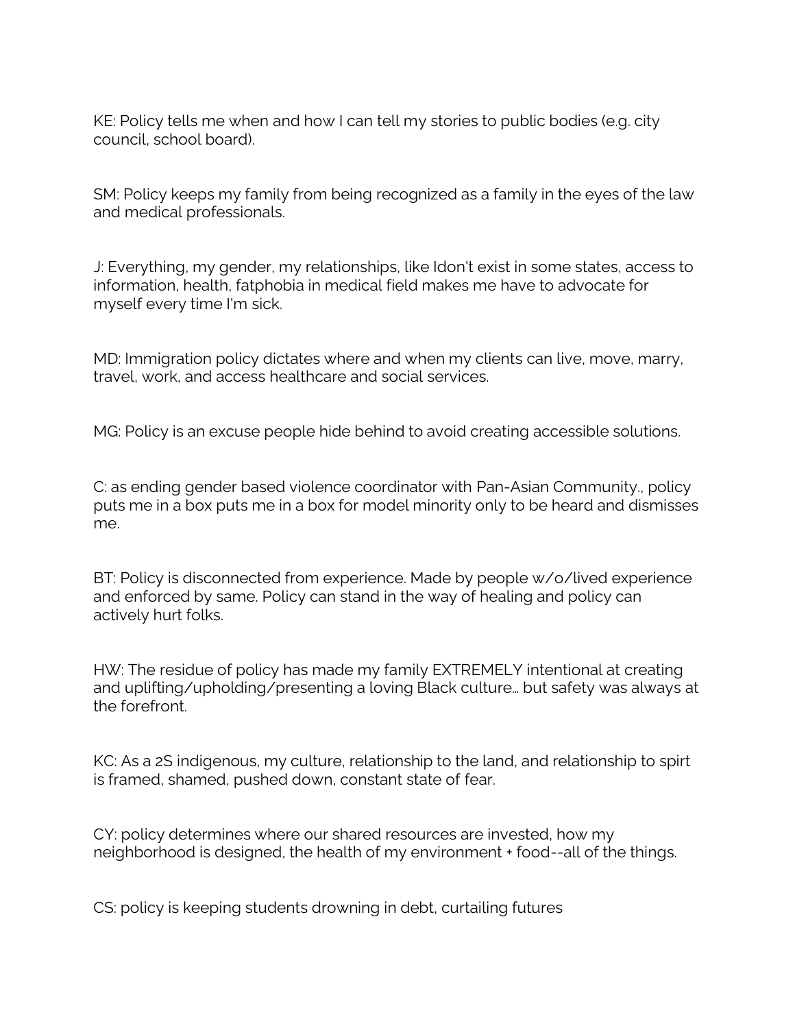KE: Policy tells me when and how I can tell my stories to public bodies (e.g. city council, school board).

SM: Policy keeps my family from being recognized as a family in the eyes of the law and medical professionals.

J: Everything, my gender, my relationships, like Idon't exist in some states, access to information, health, fatphobia in medical field makes me have to advocate for myself every time I'm sick.

MD: Immigration policy dictates where and when my clients can live, move, marry, travel, work, and access healthcare and social services.

MG: Policy is an excuse people hide behind to avoid creating accessible solutions.

C: as ending gender based violence coordinator with Pan-Asian Community., policy puts me in a box puts me in a box for model minority only to be heard and dismisses me.

BT: Policy is disconnected from experience. Made by people w/o/lived experience and enforced by same. Policy can stand in the way of healing and policy can actively hurt folks.

HW: The residue of policy has made my family EXTREMELY intentional at creating and uplifting/upholding/presenting a loving Black culture… but safety was always at the forefront.

KC: As a 2S indigenous, my culture, relationship to the land, and relationship to spirt is framed, shamed, pushed down, constant state of fear.

CY: policy determines where our shared resources are invested, how my neighborhood is designed, the health of my environment + food--all of the things.

CS: policy is keeping students drowning in debt, curtailing futures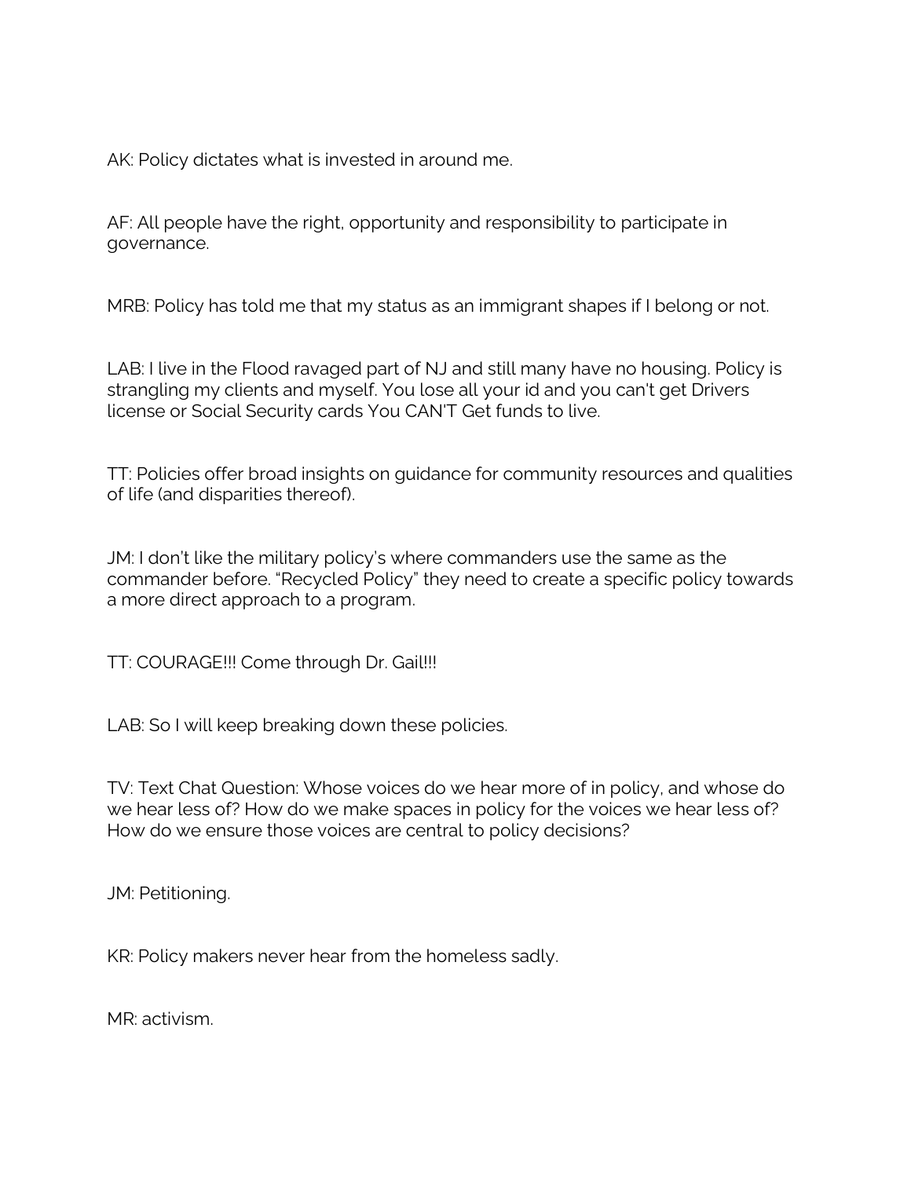AK: Policy dictates what is invested in around me.

AF: All people have the right, opportunity and responsibility to participate in governance.

MRB: Policy has told me that my status as an immigrant shapes if I belong or not.

LAB: I live in the Flood ravaged part of NJ and still many have no housing. Policy is strangling my clients and myself. You lose all your id and you can't get Drivers license or Social Security cards You CAN'T Get funds to live.

TT: Policies offer broad insights on guidance for community resources and qualities of life (and disparities thereof).

JM: I don't like the military policy's where commanders use the same as the commander before. "Recycled Policy" they need to create a specific policy towards a more direct approach to a program.

TT: COURAGE!!! Come through Dr. Gail!!!

LAB: So I will keep breaking down these policies.

TV: Text Chat Question: Whose voices do we hear more of in policy, and whose do we hear less of? How do we make spaces in policy for the voices we hear less of? How do we ensure those voices are central to policy decisions?

JM: Petitioning.

KR: Policy makers never hear from the homeless sadly.

MR: activism.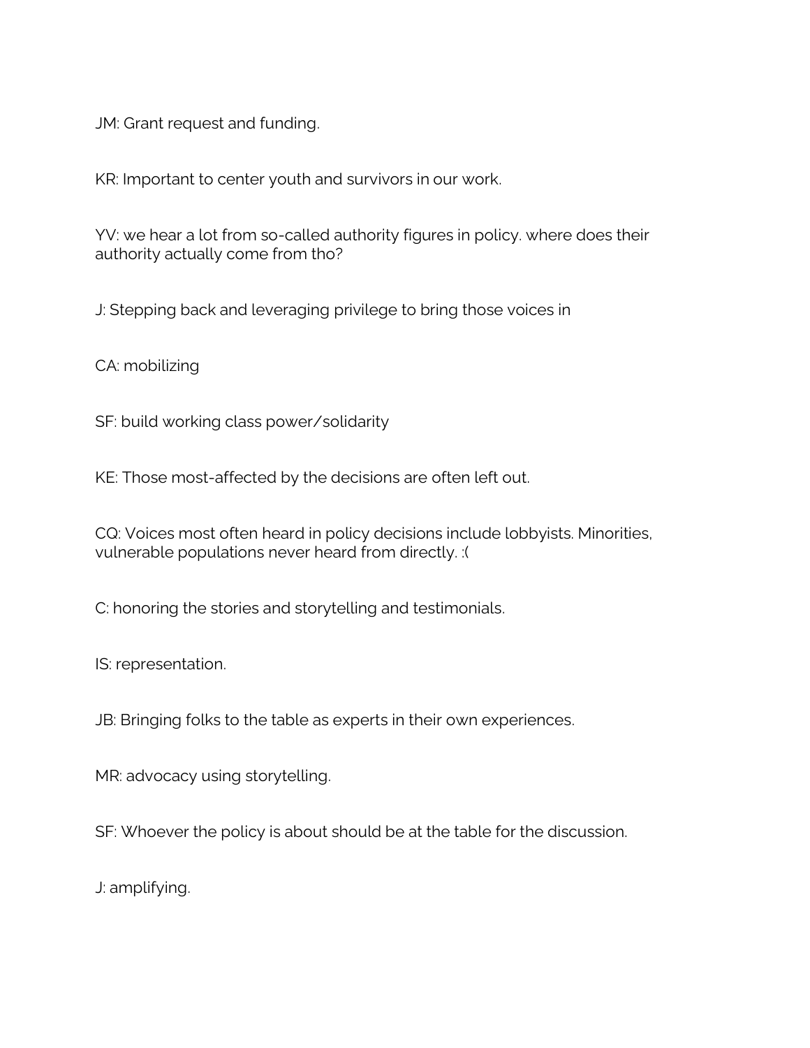JM: Grant request and funding.

KR: Important to center youth and survivors in our work.

YV: we hear a lot from so-called authority figures in policy. where does their authority actually come from tho?

J: Stepping back and leveraging privilege to bring those voices in

CA: mobilizing

SF: build working class power/solidarity

KE: Those most-affected by the decisions are often left out.

CQ: Voices most often heard in policy decisions include lobbyists. Minorities, vulnerable populations never heard from directly. :(

C: honoring the stories and storytelling and testimonials.

IS: representation.

JB: Bringing folks to the table as experts in their own experiences.

MR: advocacy using storytelling.

SF: Whoever the policy is about should be at the table for the discussion.

J: amplifying.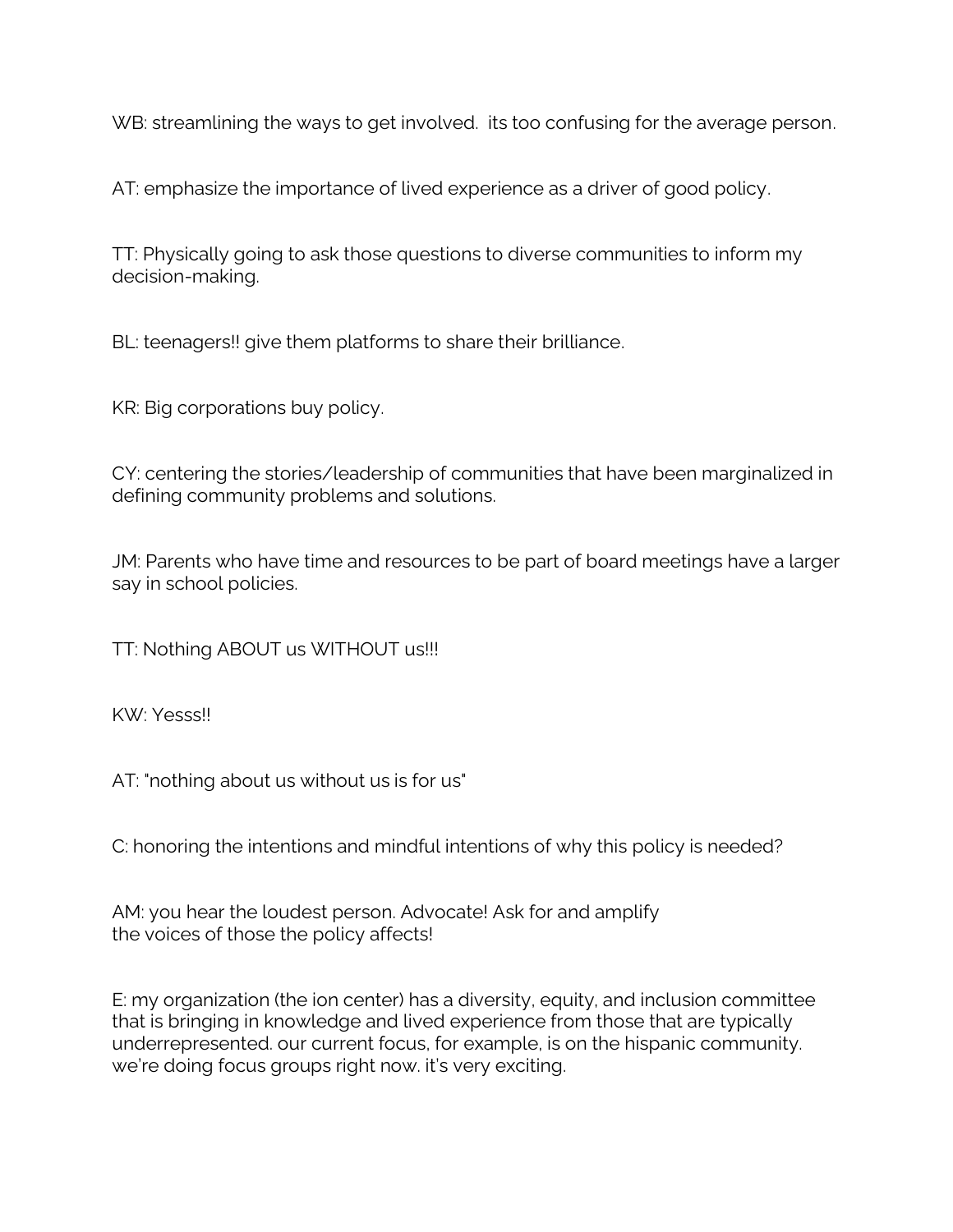WB: streamlining the ways to get involved.  its too confusing for the average person.

AT: emphasize the importance of lived experience as a driver of good policy.

TT: Physically going to ask those questions to diverse communities to inform my decision-making.

BL: teenagers!! give them platforms to share their brilliance.

KR: Big corporations buy policy.

CY: centering the stories/leadership of communities that have been marginalized in defining community problems and solutions.

JM: Parents who have time and resources to be part of board meetings have a larger say in school policies.

TT: Nothing ABOUT us WITHOUT us!!!

KW: Yesss!!

AT: "nothing about us without us is for us"

C: honoring the intentions and mindful intentions of why this policy is needed?

AM: you hear the loudest person. Advocate! Ask for and amplify the voices of those the policy affects!

E: my organization (the ion center) has a diversity, equity, and inclusion committee that is bringing in knowledge and lived experience from those that are typically underrepresented. our current focus, for example, is on the hispanic community. we're doing focus groups right now. it's very exciting.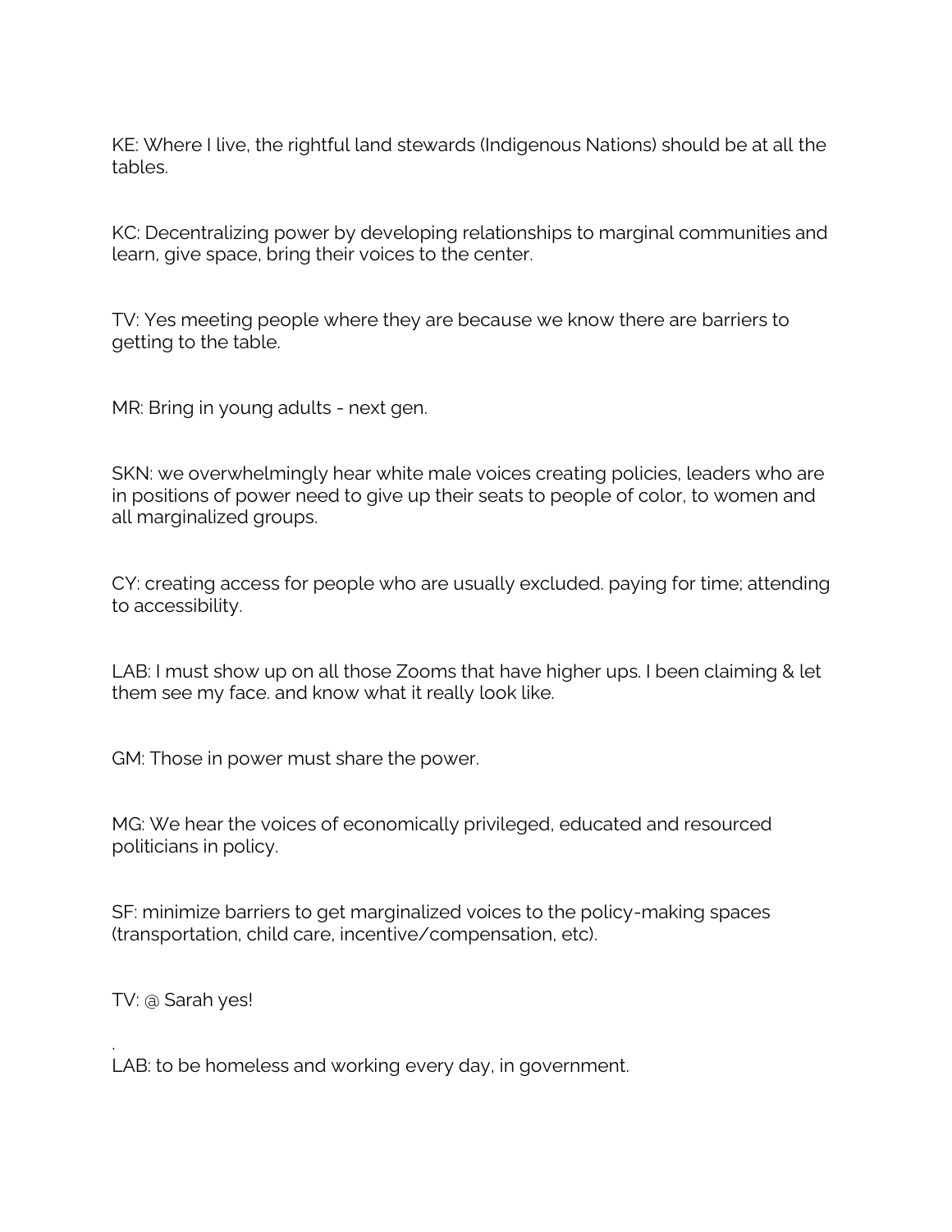KE: Where I live, the rightful land stewards (Indigenous Nations) should be at all the tables.

KC: Decentralizing power by developing relationships to marginal communities and learn, give space, bring their voices to the center.

TV: Yes meeting people where they are because we know there are barriers to getting to the table.

MR: Bring in young adults - next gen.

SKN: we overwhelmingly hear white male voices creating policies, leaders who are in positions of power need to give up their seats to people of color, to women and all marginalized groups.

CY: creating access for people who are usually excluded. paying for time; attending to accessibility.

LAB: I must show up on all those Zooms that have higher ups. I been claiming & let them see my face. and know what it really look like.

GM: Those in power must share the power.

MG: We hear the voices of economically privileged, educated and resourced politicians in policy.

SF: minimize barriers to get marginalized voices to the policy-making spaces (transportation, child care, incentive/compensation, etc).

TV: @ Sarah yes!

.

LAB: to be homeless and working every day, in government.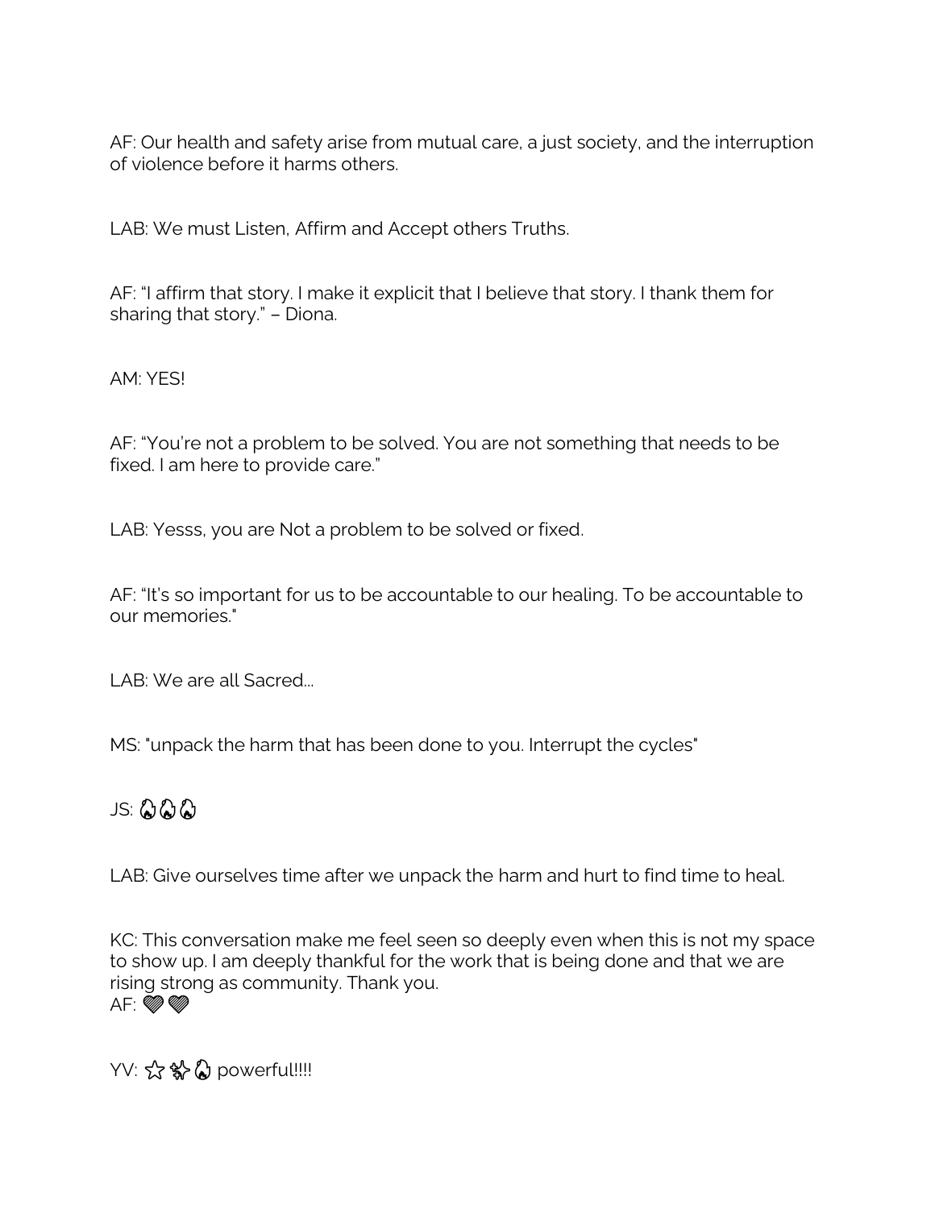AF: Our health and safety arise from mutual care, a just society, and the interruption of violence before it harms others.

LAB: We must Listen, Affirm and Accept others Truths.

AF: “I affirm that story. I make it explicit that I believe that story. I thank them for sharing that story.” – Diona.

AM: YES!

AF: “You’re not a problem to be solved. You are not something that needs to be fixed. I am here to provide care.”

LAB: Yesss, you are Not a problem to be solved or fixed.

AF: “It’s so important for us to be accountable to our healing. To be accountable to our memories."

LAB: We are all Sacred...

MS: "unpack the harm that has been done to you. Interrupt the cycles"

JS: 🔥🔥🔥

LAB: Give ourselves time after we unpack the harm and hurt to find time to heal.

KC: This conversation make me feel seen so deeply even when this is not my space to show up. I am deeply thankful for the work that is being done and that we are rising strong as community. Thank you.
AF: 💜💜

YV: ⭐✨🔥 powerful!!!!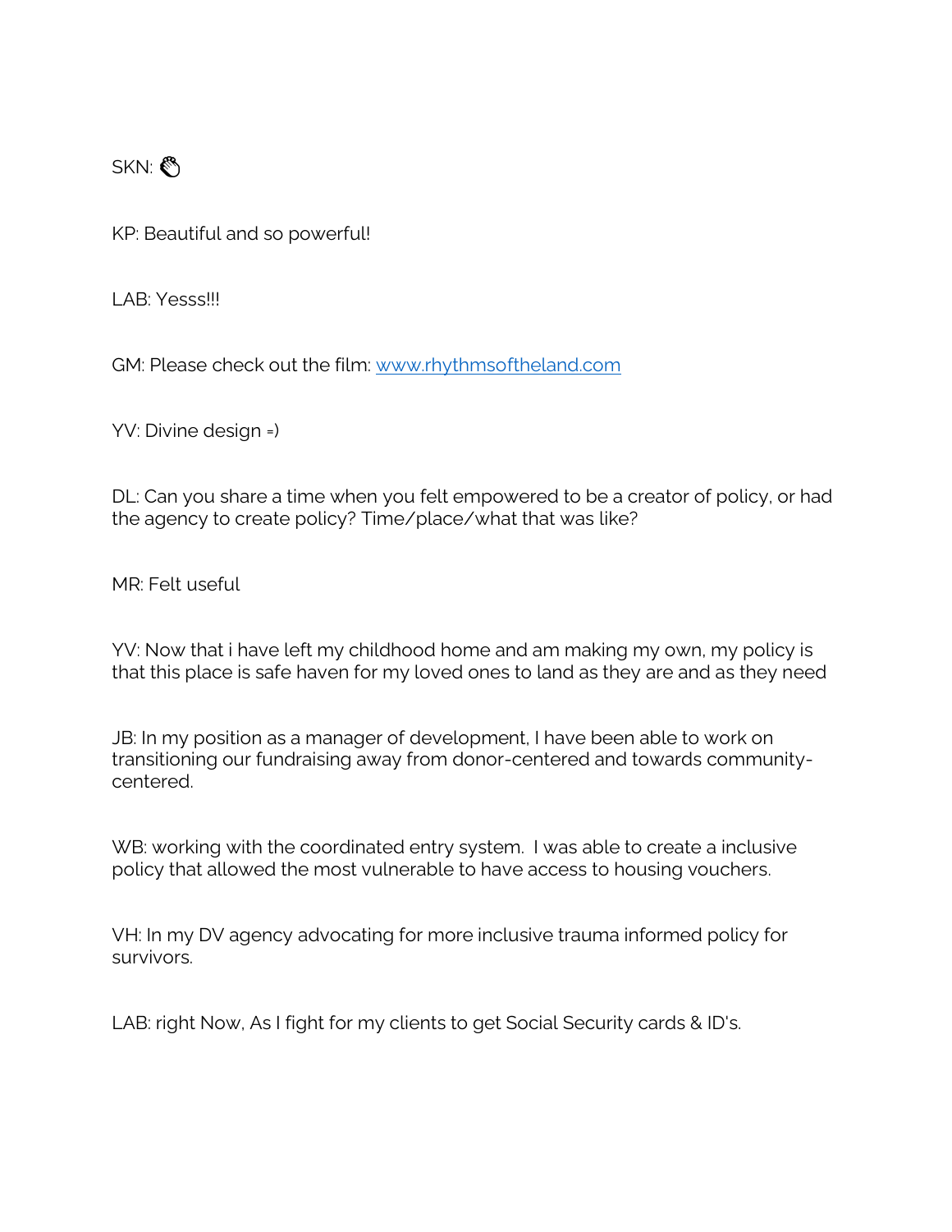SKN: 👏

KP: Beautiful and so powerful!

LAB: Yesss!!!

GM: Please check out the film: [www.rhythmsoftheland.com](http://www.rhythmsoftheland.com)

YV: Divine design =)

DL: Can you share a time when you felt empowered to be a creator of policy, or had the agency to create policy? Time/place/what that was like?

MR: Felt useful

YV: Now that i have left my childhood home and am making my own, my policy is that this place is safe haven for my loved ones to land as they are and as they need

JB: In my position as a manager of development, I have been able to work on transitioning our fundraising away from donor-centered and towards community-centered.

WB: working with the coordinated entry system. I was able to create a inclusive policy that allowed the most vulnerable to have access to housing vouchers.

VH: In my DV agency advocating for more inclusive trauma informed policy for survivors.

LAB: right Now, As I fight for my clients to get Social Security cards & ID's.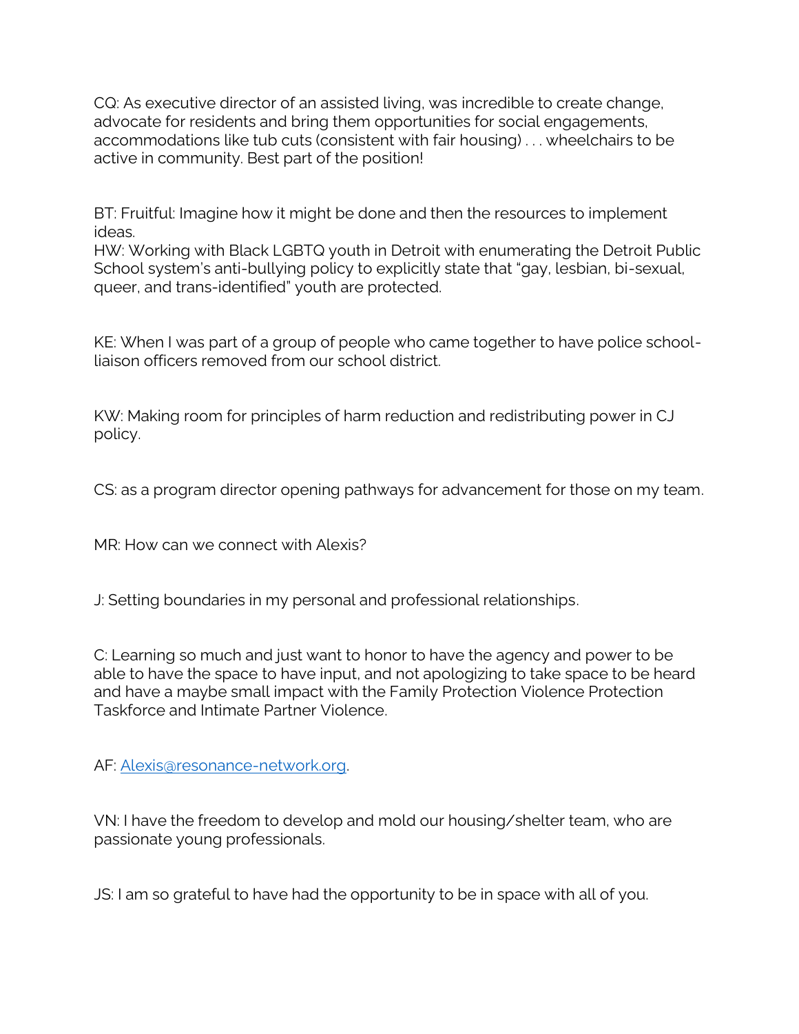CQ: As executive director of an assisted living, was incredible to create change, advocate for residents and bring them opportunities for social engagements, accommodations like tub cuts (consistent with fair housing) . . . wheelchairs to be active in community. Best part of the position!

BT: Fruitful: Imagine how it might be done and then the resources to implement ideas.
HW: Working with Black LGBTQ youth in Detroit with enumerating the Detroit Public School system's anti-bullying policy to explicitly state that "gay, lesbian, bi-sexual, queer, and trans-identified" youth are protected.

KE: When I was part of a group of people who came together to have police school-liaison officers removed from our school district.

KW: Making room for principles of harm reduction and redistributing power in CJ policy.

CS: as a program director opening pathways for advancement for those on my team.

MR: How can we connect with Alexis?

J: Setting boundaries in my personal and professional relationships.

C: Learning so much and just want to honor to have the agency and power to be able to have the space to have input, and not apologizing to take space to be heard and have a maybe small impact with the Family Protection Violence Protection Taskforce and Intimate Partner Violence.

AF: [Alexis@resonance-network.org](mailto:Alexis@resonance-network.org).

VN: I have the freedom to develop and mold our housing/shelter team, who are passionate young professionals.

JS: I am so grateful to have had the opportunity to be in space with all of you.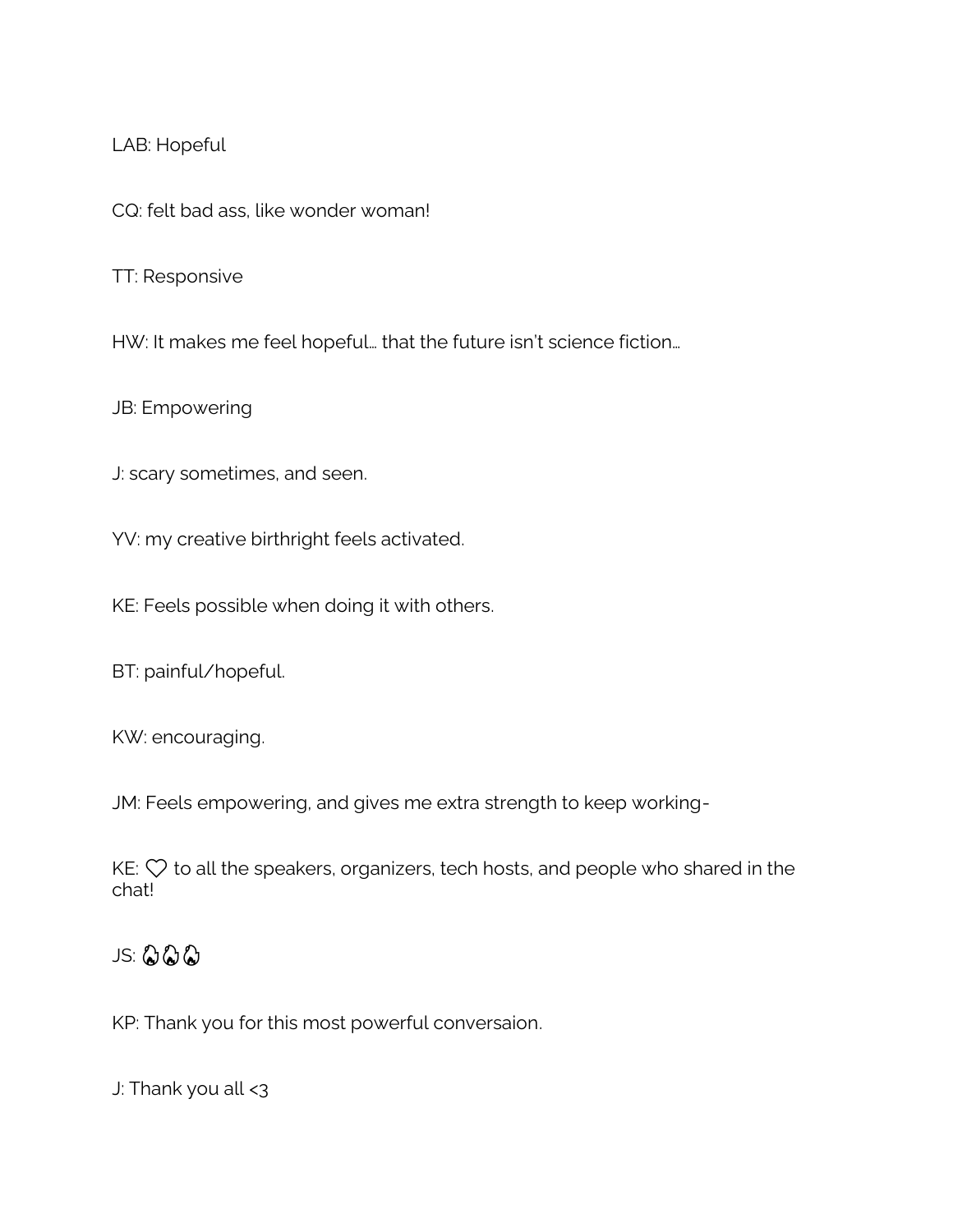LAB: Hopeful

CQ: felt bad ass, like wonder woman!

TT: Responsive

HW: It makes me feel hopeful… that the future isn't science fiction…

JB: Empowering

J: scary sometimes, and seen.

YV: my creative birthright feels activated.

KE: Feels possible when doing it with others.

BT: painful/hopeful.

KW: encouraging.

JM: Feels empowering, and gives me extra strength to keep working-

KE: ♡ to all the speakers, organizers, tech hosts, and people who shared in the chat!

JS: 🔥🔥🔥

KP: Thank you for this most powerful conversaion.

J: Thank you all <3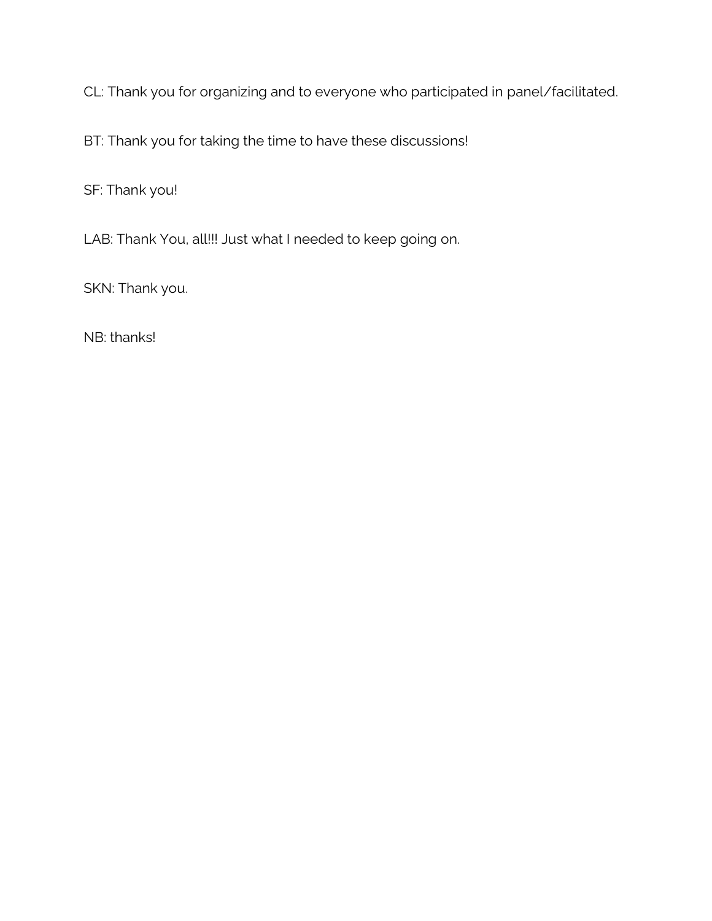CL: Thank you for organizing and to everyone who participated in panel/facilitated.

BT: Thank you for taking the time to have these discussions!

SF: Thank you!

LAB: Thank You, all!!! Just what I needed to keep going on.

SKN: Thank you.

NB: thanks!